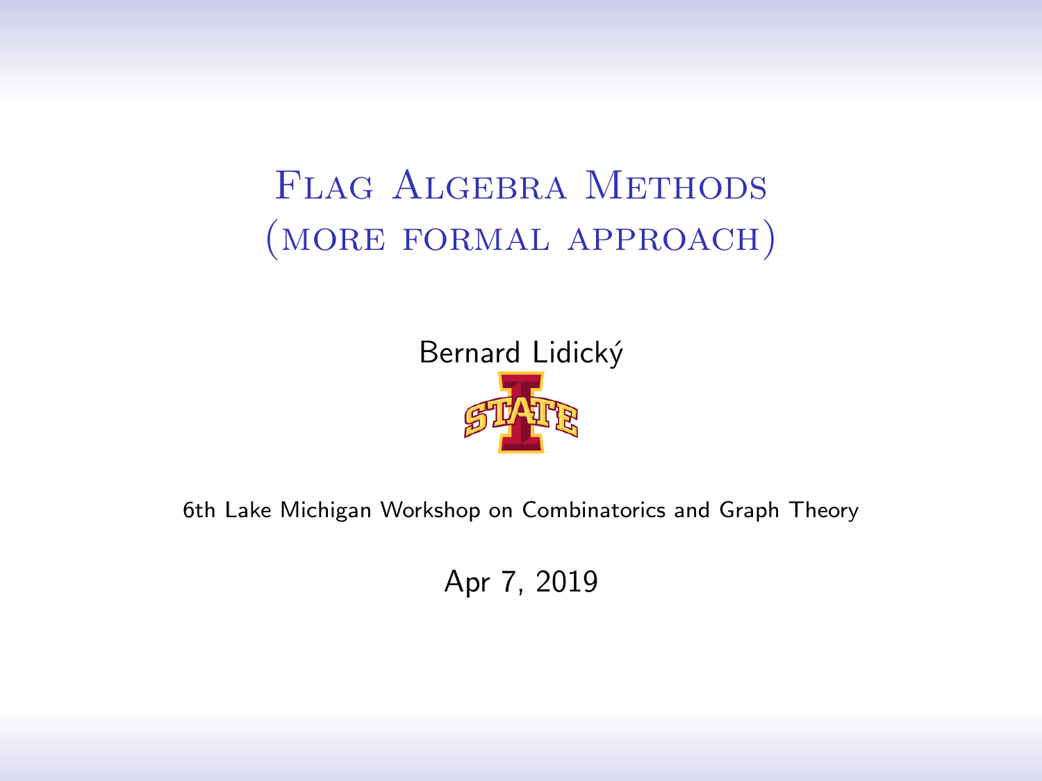# Flag Algebra Methods (more formal approach)

Bernard Lidický

6th Lake Michigan Workshop on Combinatorics and Graph Theory

Apr 7, 2019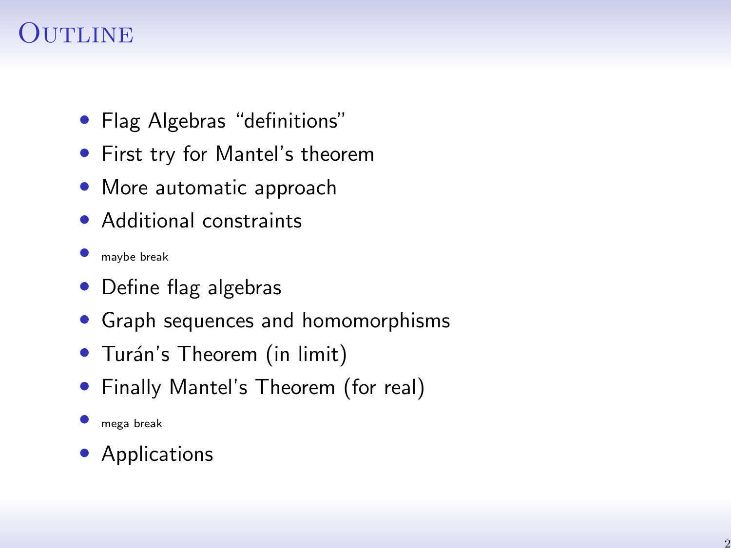# Outline

- Flag Algebras “definitions”
- First try for Mantel’s theorem
- More automatic approach
- Additional constraints
- maybe break
- Define flag algebras
- Graph sequences and homomorphisms
- Turán’s Theorem (in limit)
- Finally Mantel’s Theorem (for real)
- mega break
- Applications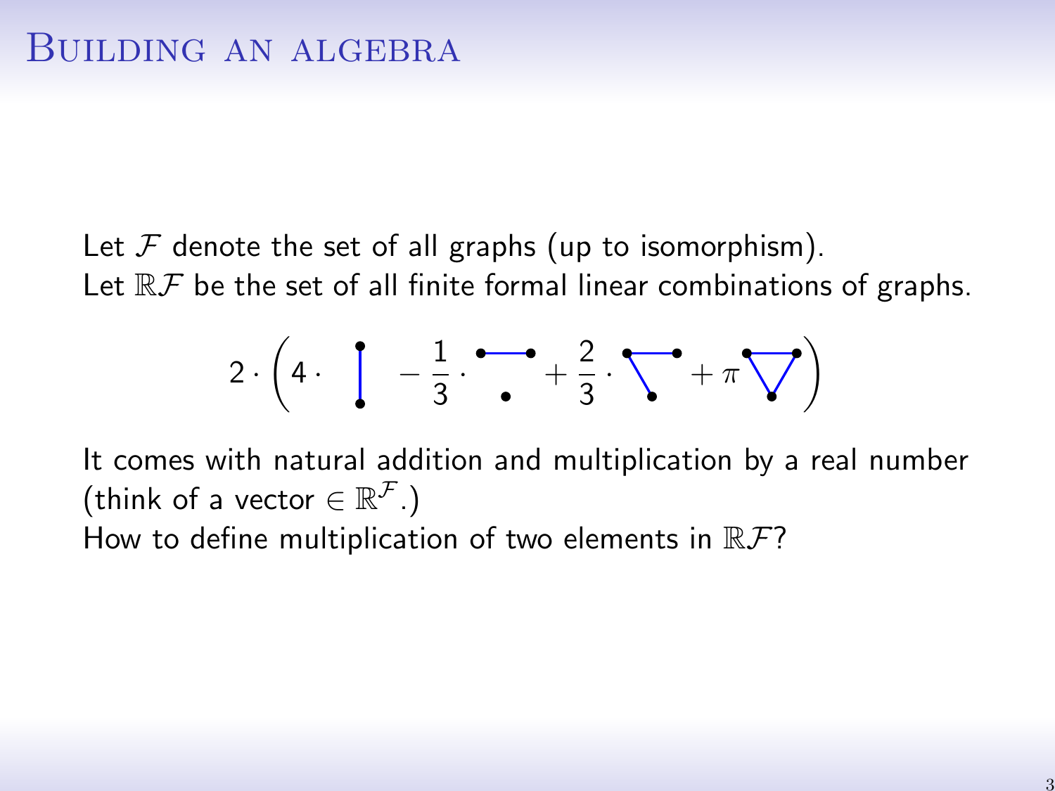# Building an algebra

Let $\mathcal{F}$ denote the set of all graphs (up to isomorphism).
Let $\mathbb{R}\mathcal{F}$ be the set of all finite formal linear combinations of graphs.

$$2 \cdot \left(4 \cdot \quad - \frac{1}{3} \cdot \quad + \frac{2}{3} \cdot \quad + \pi \right)$$

It comes with natural addition and multiplication by a real number (think of a vector $\in \mathbb{R}^{\mathcal{F}}$.)
How to define multiplication of two elements in $\mathbb{R}\mathcal{F}$?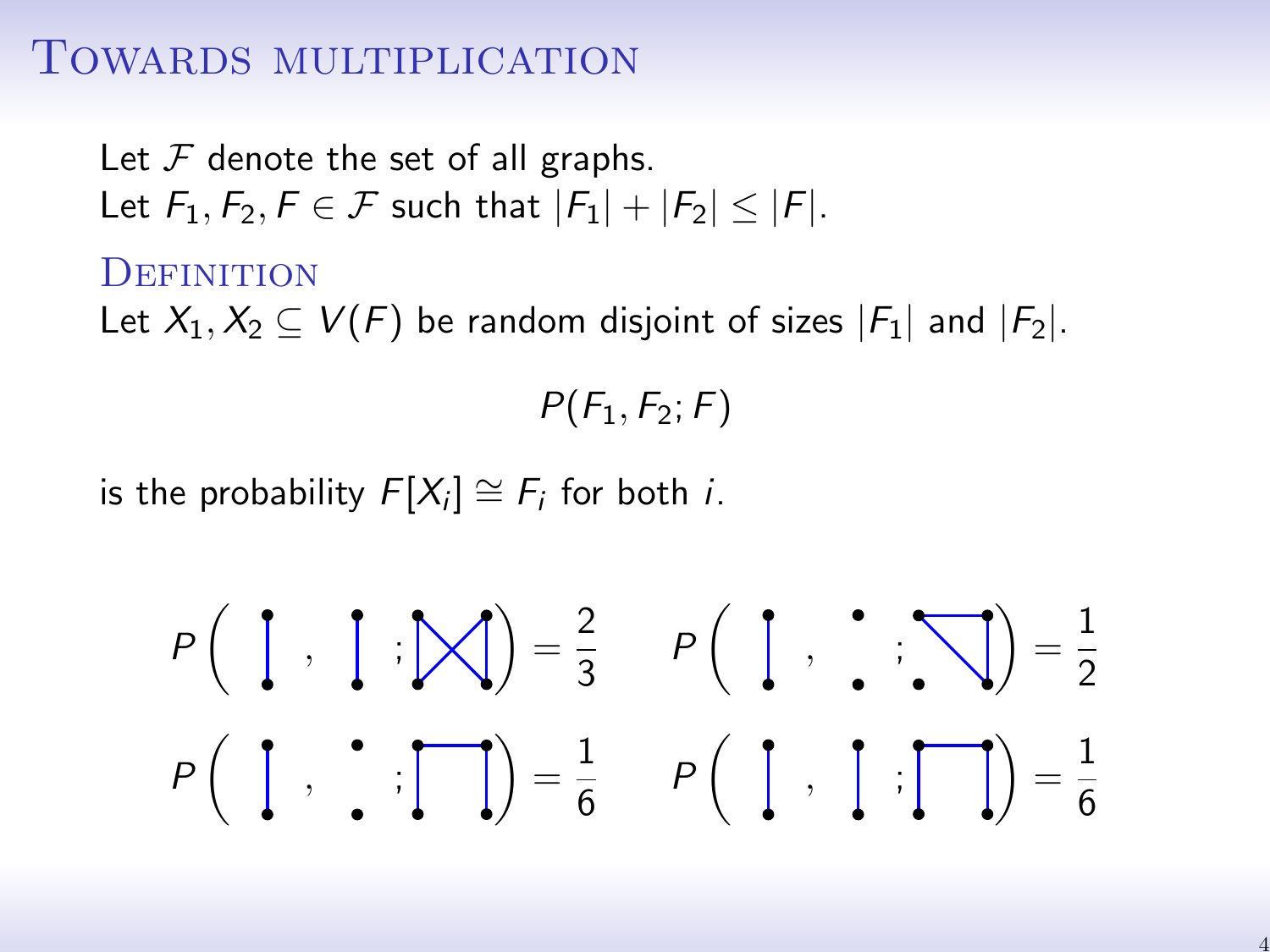# Towards multiplication

Let $\mathcal{F}$ denote the set of all graphs.
Let $F_1, F_2, F \in \mathcal{F}$ such that $|F_1| + |F_2| \leq |F|$.

### Definition

Let $X_1, X_2 \subseteq V(F)$ be random disjoint of sizes $|F_1|$ and $|F_2|$.

$$P(F_1, F_2; F)$$

is the probability $F[X_i] \cong F_i$ for both $i$.

$$P\left( \;\cdot\;, \;\cdot\; ; \;\cdot\; \right) = \frac{2}{3} \qquad P\left( \;\cdot\;, \;\cdot\; ; \;\cdot\; \right) = \frac{1}{2}$$

$$P\left( \;\cdot\;, \;\cdot\; ; \;\cdot\; \right) = \frac{1}{6} \qquad P\left( \;\cdot\;, \;\cdot\; ; \;\cdot\; \right) = \frac{1}{6}$$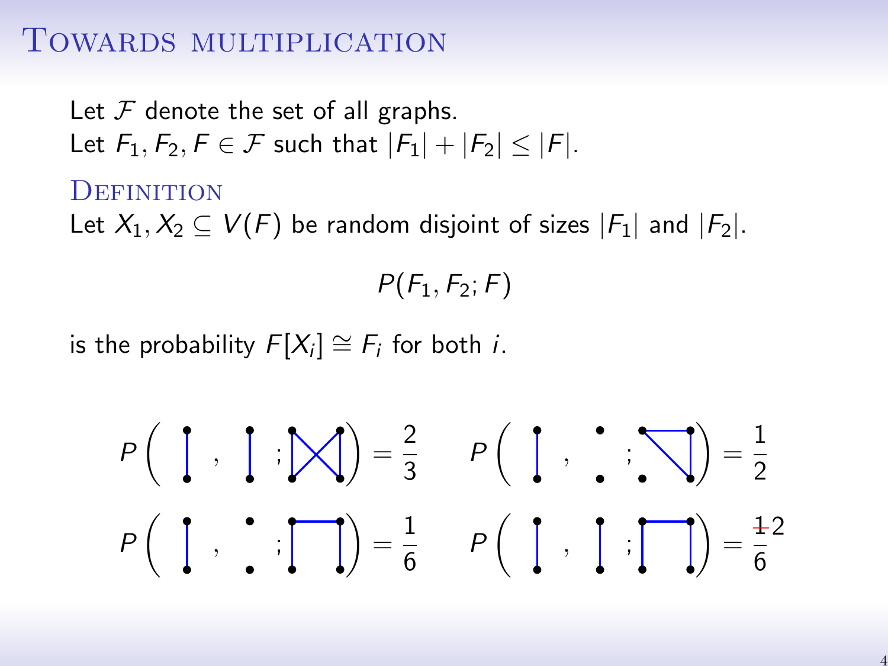# Towards multiplication

Let $\mathcal{F}$ denote the set of all graphs.
Let $F_1, F_2, F \in \mathcal{F}$ such that $|F_1| + |F_2| \leq |F|$.

## Definition

Let $X_1, X_2 \subseteq V(F)$ be random disjoint of sizes $|F_1|$ and $|F_2|$.

$$P(F_1, F_2; F)$$

is the probability $F[X_i] \cong F_i$ for both $i$.

$$P\left( \text{edge}, \text{edge}; \text{(4-cycle with crossing diagonals)} \right) = \frac{2}{3} \qquad P\left( \text{edge}, \text{non-edge}; \text{(path)} \right) = \frac{1}{2}$$

$$P\left( \text{edge}, \text{non-edge}; \text{(path)} \right) = \frac{1}{6} \qquad P\left( \text{edge}, \text{edge}; \text{(path)} \right) = \frac{\cancel{1}\,2}{6}$$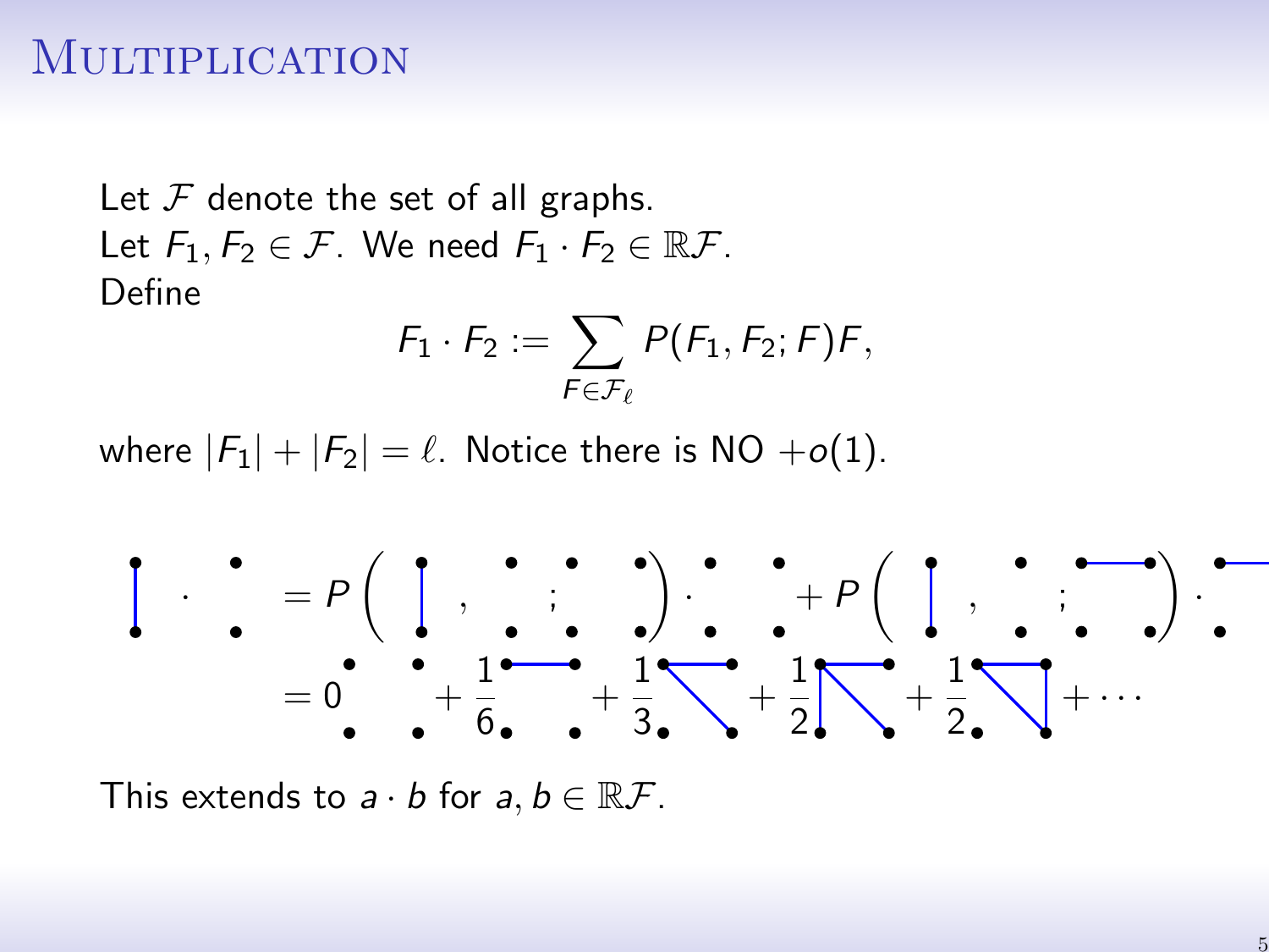# Multiplication

Let $\mathcal{F}$ denote the set of all graphs.
Let $F_1, F_2 \in \mathcal{F}$. We need $F_1 \cdot F_2 \in \mathbb{R}\mathcal{F}$.
Define

$$F_1 \cdot F_2 := \sum_{F \in \mathcal{F}_\ell} P(F_1, F_2; F) F,$$

where $|F_1| + |F_2| = \ell$. Notice there is NO $+o(1)$.

$$= P\left( \;,\; ;\; \right) \cdot \; + P\left( \;,\; ;\; \right) \cdot$$

$$= 0 \; + \frac{1}{6} \; + \frac{1}{3} \; + \frac{1}{2} \; + \frac{1}{2} \; + \cdots$$

This extends to $a \cdot b$ for $a, b \in \mathbb{R}\mathcal{F}$.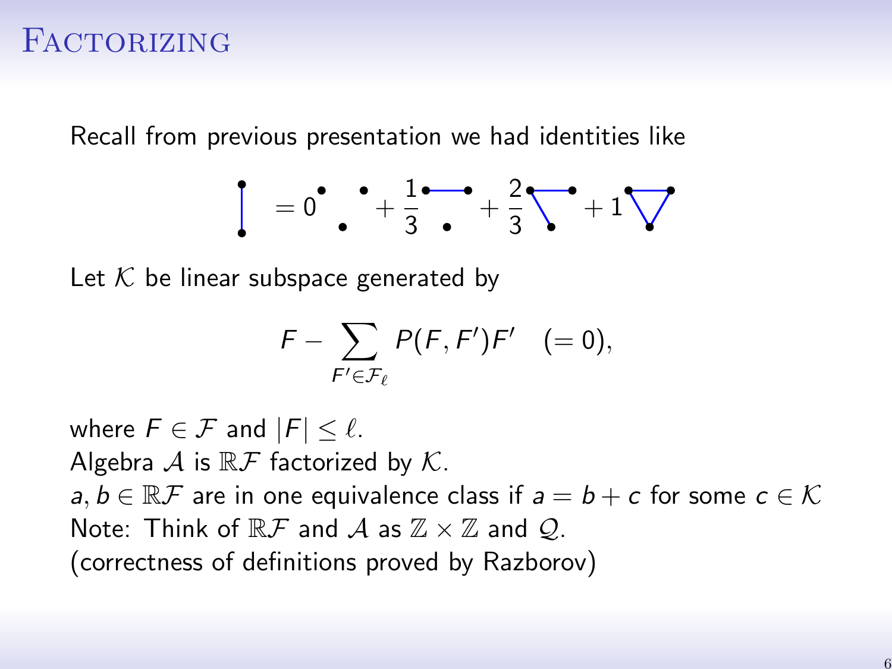# Factorizing

Recall from previous presentation we had identities like

$$\text{[edge]} = 0\,\text{[empty 3-vertex graph]} + \frac{1}{3}\,\text{[one edge]} + \frac{2}{3}\,\text{[path]} + 1\,\text{[triangle]}$$

Let $\mathcal{K}$ be linear subspace generated by

$$F - \sum_{F' \in \mathcal{F}_\ell} P(F, F')F' \quad (= 0),$$

where $F \in \mathcal{F}$ and $|F| \leq \ell$.

Algebra $\mathcal{A}$ is $\mathbb{R}\mathcal{F}$ factorized by $\mathcal{K}$.

$a, b \in \mathbb{R}\mathcal{F}$ are in one equivalence class if $a = b + c$ for some $c \in \mathcal{K}$

Note: Think of $\mathbb{R}\mathcal{F}$ and $\mathcal{A}$ as $\mathbb{Z} \times \mathbb{Z}$ and $\mathcal{Q}$.

(correctness of definitions proved by Razborov)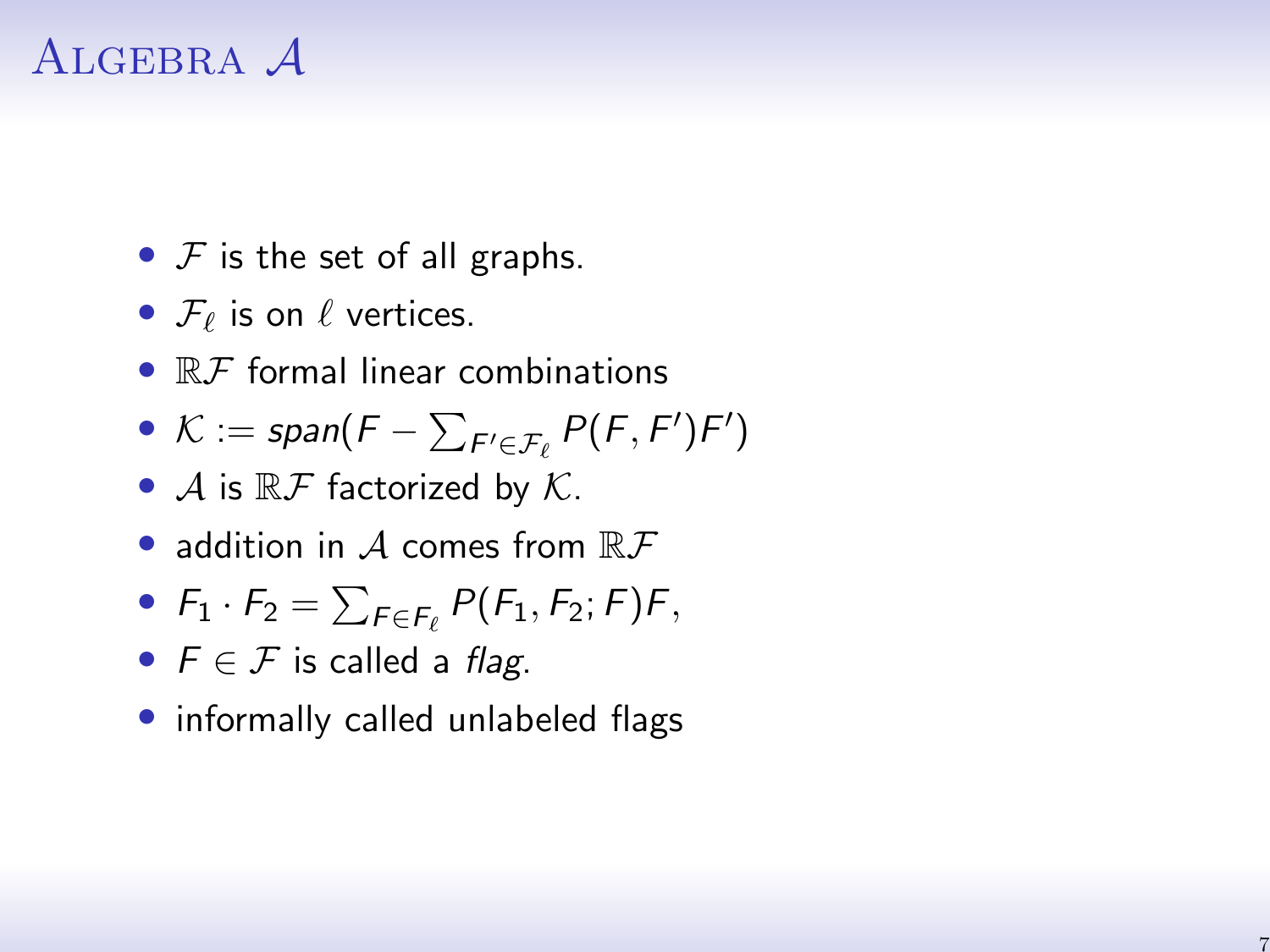# Algebra $\mathcal{A}$

- $\mathcal{F}$ is the set of all graphs.
- $\mathcal{F}_\ell$ is on $\ell$ vertices.
- $\mathbb{R}\mathcal{F}$ formal linear combinations
- $\mathcal{K} := span(F - \sum_{F' \in \mathcal{F}_\ell} P(F, F')F')$
- $\mathcal{A}$ is $\mathbb{R}\mathcal{F}$ factorized by $\mathcal{K}$.
- addition in $\mathcal{A}$ comes from $\mathbb{R}\mathcal{F}$
- $F_1 \cdot F_2 = \sum_{F \in F_\ell} P(F_1, F_2; F)F$,
- $F \in \mathcal{F}$ is called a *flag*.
- informally called unlabeled flags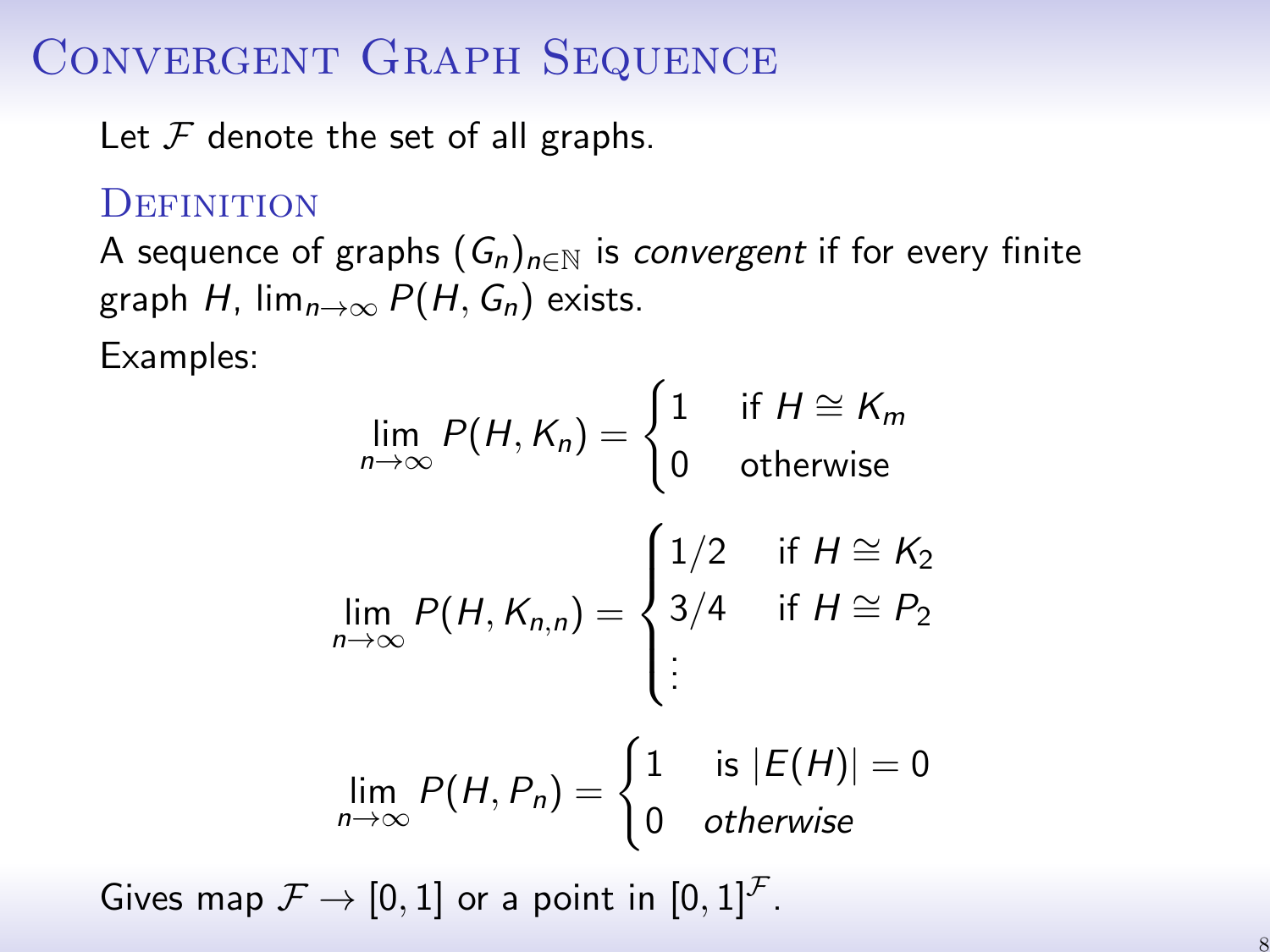# Convergent Graph Sequence

Let $\mathcal{F}$ denote the set of all graphs.

### Definition

A sequence of graphs $(G_n)_{n\in\mathbb{N}}$ is *convergent* if for every finite graph $H$, $\lim_{n\to\infty} P(H, G_n)$ exists.

Examples:

$$\lim_{n\to\infty} P(H, K_n) = \begin{cases} 1 & \text{if } H \cong K_m \\ 0 & \text{otherwise} \end{cases}$$

$$\lim_{n\to\infty} P(H, K_{n,n}) = \begin{cases} 1/2 & \text{if } H \cong K_2 \\ 3/4 & \text{if } H \cong P_2 \\ \vdots & \end{cases}$$

$$\lim_{n\to\infty} P(H, P_n) = \begin{cases} 1 & \text{is } |E(H)| = 0 \\ 0 & \textit{otherwise} \end{cases}$$

Gives map $\mathcal{F} \to [0,1]$ or a point in $[0,1]^{\mathcal{F}}$.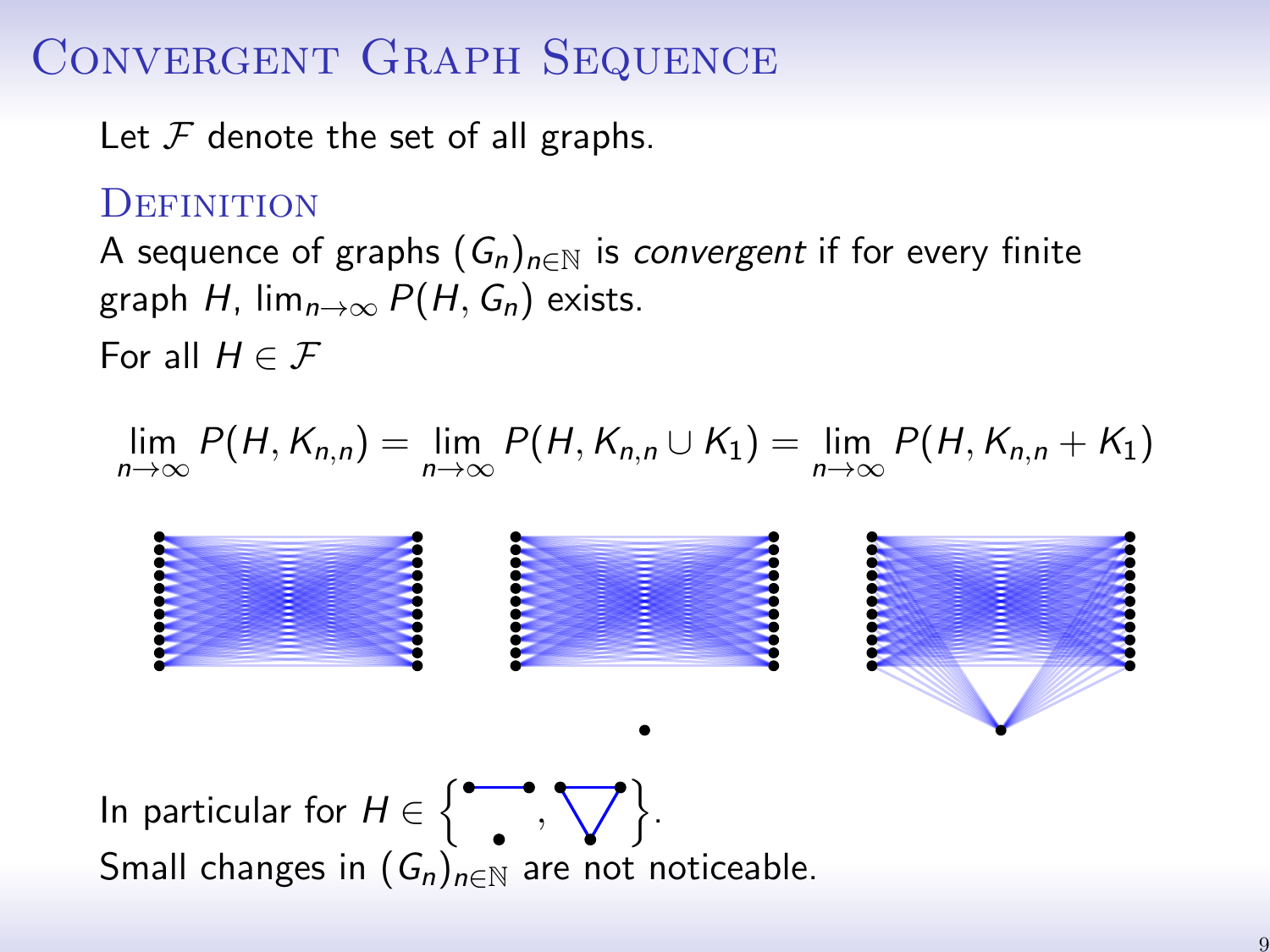# Convergent Graph Sequence

Let $\mathcal{F}$ denote the set of all graphs.

## Definition

A sequence of graphs $(G_n)_{n\in\mathbb{N}}$ is *convergent* if for every finite graph $H$, $\lim_{n\to\infty} P(H, G_n)$ exists.

For all $H \in \mathcal{F}$

$$\lim_{n\to\infty} P(H, K_{n,n}) = \lim_{n\to\infty} P(H, K_{n,n} \cup K_1) = \lim_{n\to\infty} P(H, K_{n,n} + K_1)$$

In particular for $H \in \{ \cdot, \cdot \}$.

Small changes in $(G_n)_{n\in\mathbb{N}}$ are not noticeable.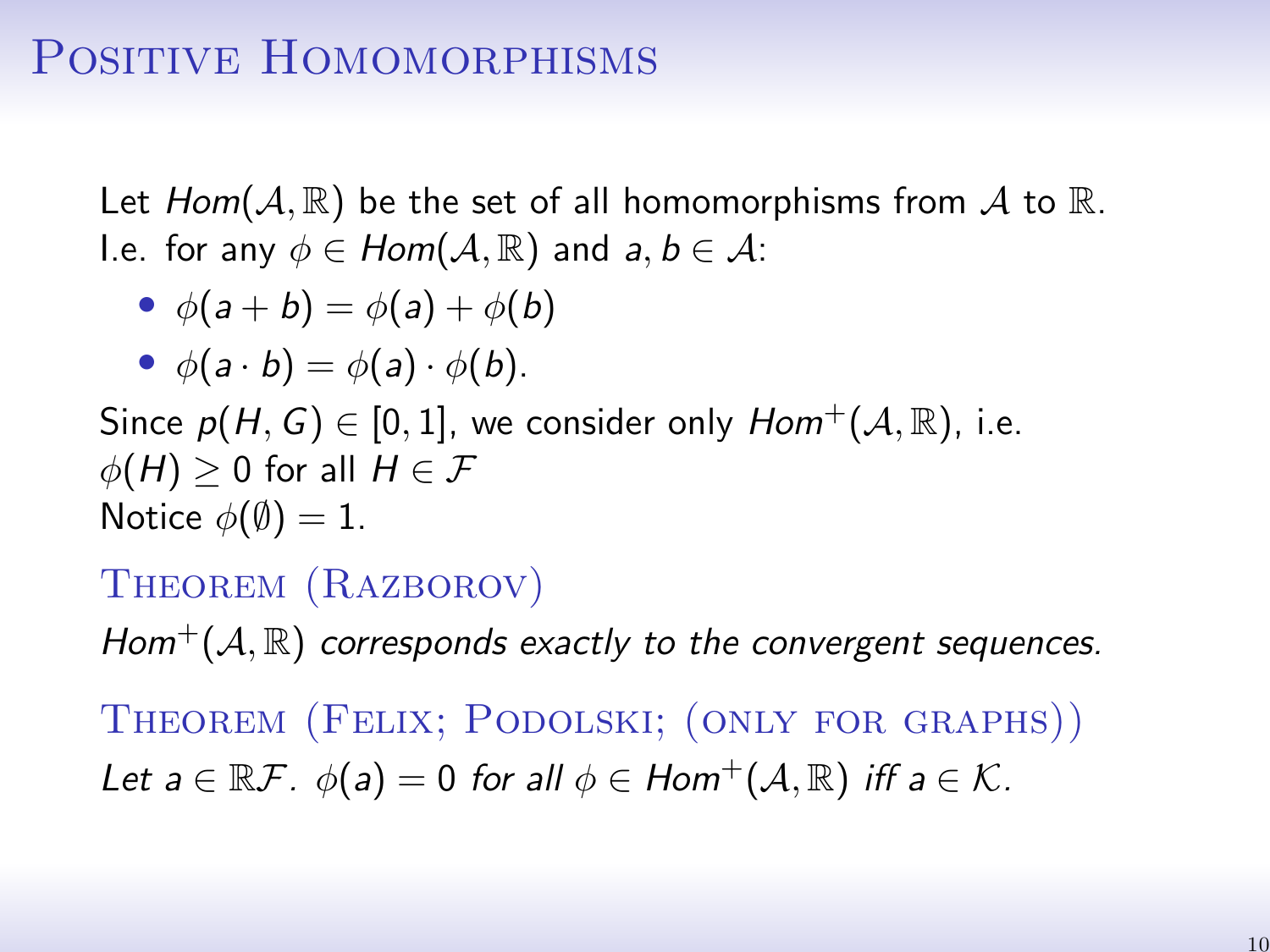# Positive Homomorphisms

Let $Hom(\mathcal{A}, \mathbb{R})$ be the set of all homomorphisms from $\mathcal{A}$ to $\mathbb{R}$.
I.e. for any $\phi \in Hom(\mathcal{A}, \mathbb{R})$ and $a, b \in \mathcal{A}$:

- $\phi(a + b) = \phi(a) + \phi(b)$
- $\phi(a \cdot b) = \phi(a) \cdot \phi(b)$.

Since $p(H, G) \in [0, 1]$, we consider only $Hom^+(\mathcal{A}, \mathbb{R})$, i.e. $\phi(H) \geq 0$ for all $H \in \mathcal{F}$
Notice $\phi(\emptyset) = 1$.

### Theorem (Razborov)

*$Hom^+(\mathcal{A}, \mathbb{R})$ corresponds exactly to the convergent sequences.*

### Theorem (Felix; Podolski; (only for graphs))

*Let $a \in \mathbb{R}\mathcal{F}$. $\phi(a) = 0$ for all $\phi \in Hom^+(\mathcal{A}, \mathbb{R})$ iff $a \in \mathcal{K}$.*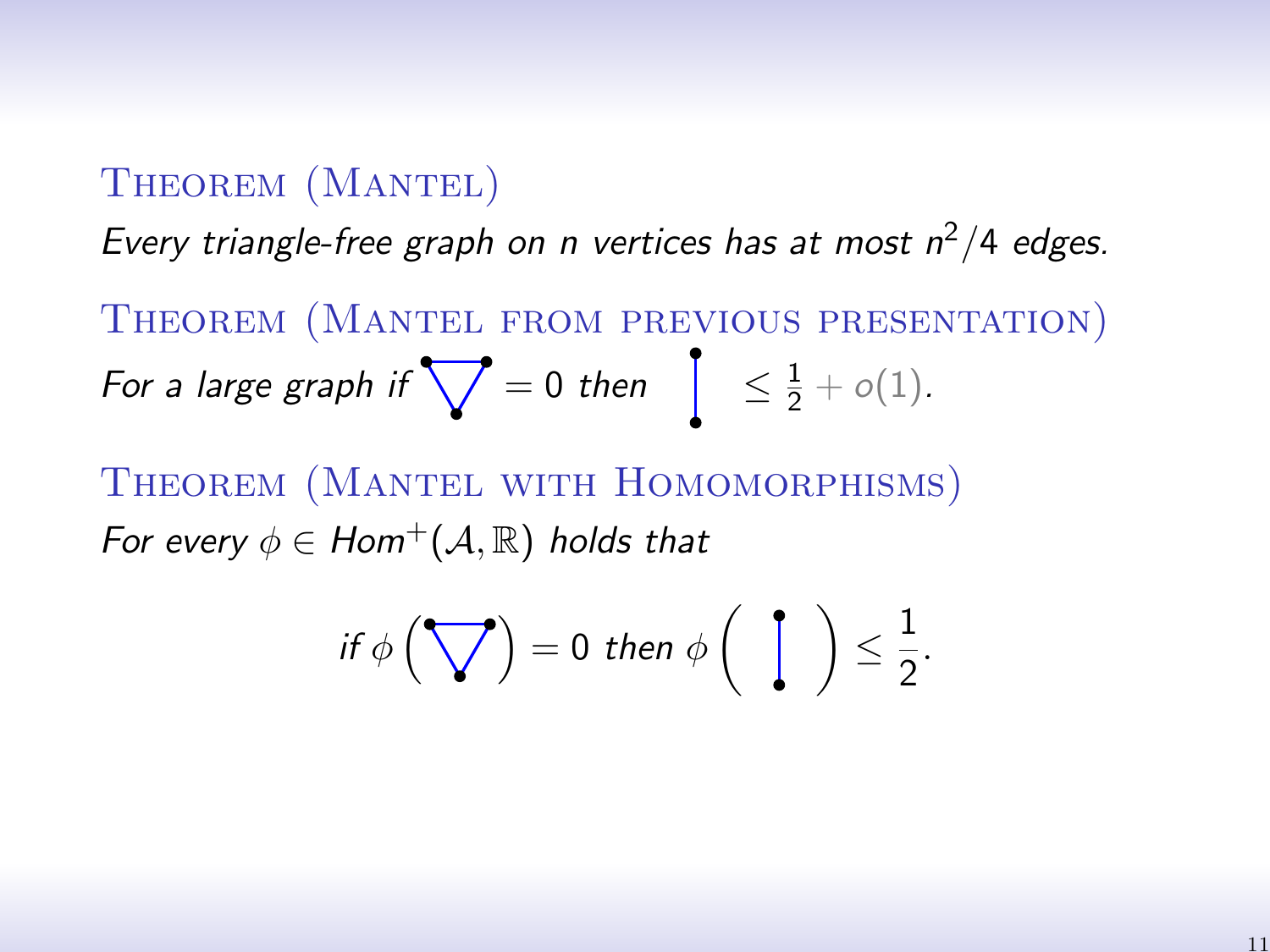**Theorem (Mantel)**

*Every triangle-free graph on $n$ vertices has at most $n^2/4$ edges.*

**Theorem (Mantel from previous presentation)**

*For a large graph if* $\triangledown = 0$ *then* $| \leq \frac{1}{2} + o(1)$.

**Theorem (Mantel with Homomorphisms)**

*For every $\phi \in Hom^+(\mathcal{A}, \mathbb{R})$ holds that*

$$\text{if } \phi\left(\triangledown\right) = 0 \text{ then } \phi\left( \; | \; \right) \leq \frac{1}{2}.$$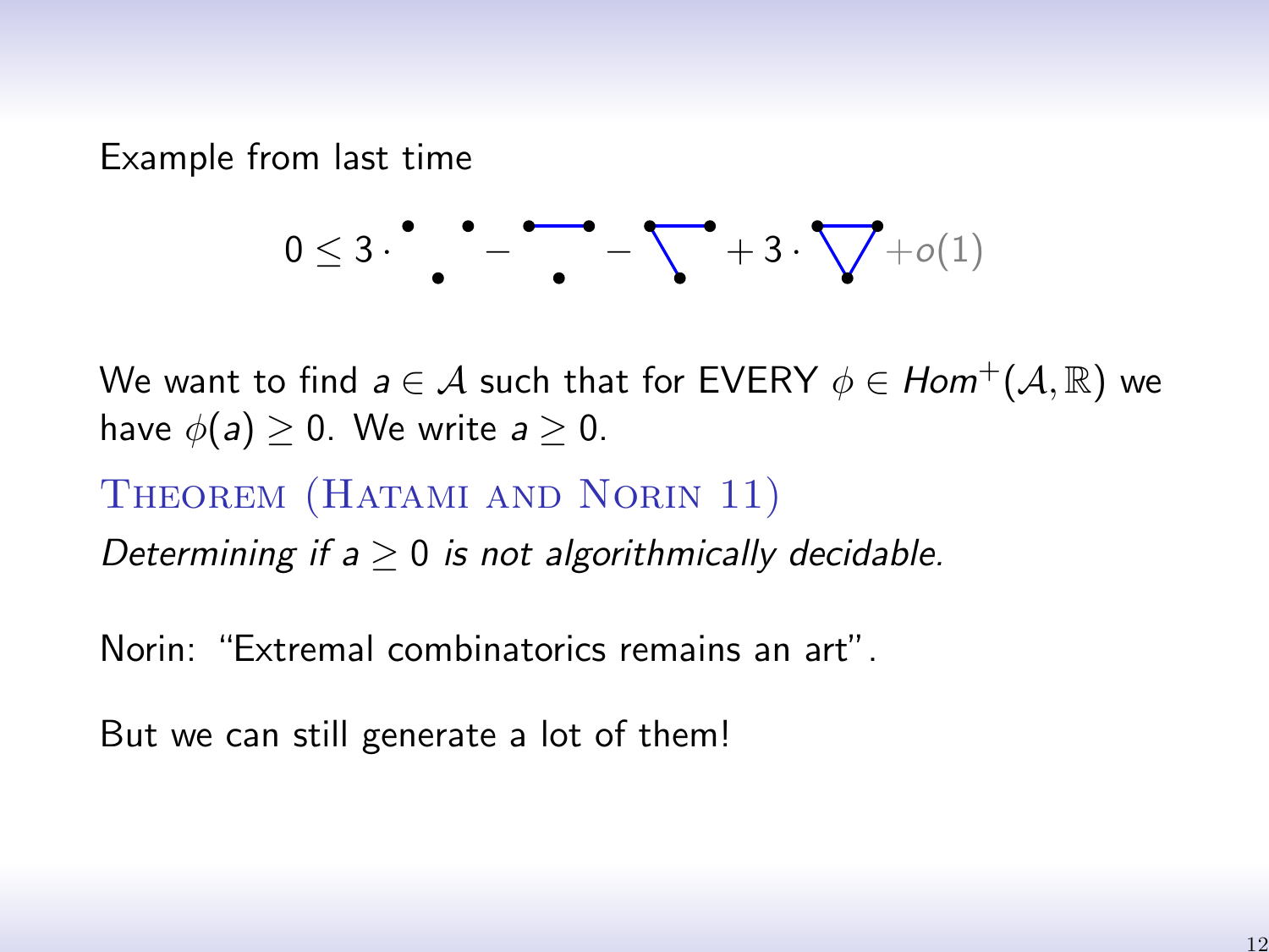Example from last time

$$0 \leq 3 \cdot \ \ \ - \ \ \ - \ \ \ + 3 \cdot \ \ \ + o(1)$$

We want to find $a \in \mathcal{A}$ such that for EVERY $\phi \in Hom^+(\mathcal{A}, \mathbb{R})$ we have $\phi(a) \geq 0$. We write $a \geq 0$.

**Theorem (Hatami and Norin 11)**

*Determining if $a \geq 0$ is not algorithmically decidable.*

Norin: "Extremal combinatorics remains an art".

But we can still generate a lot of them!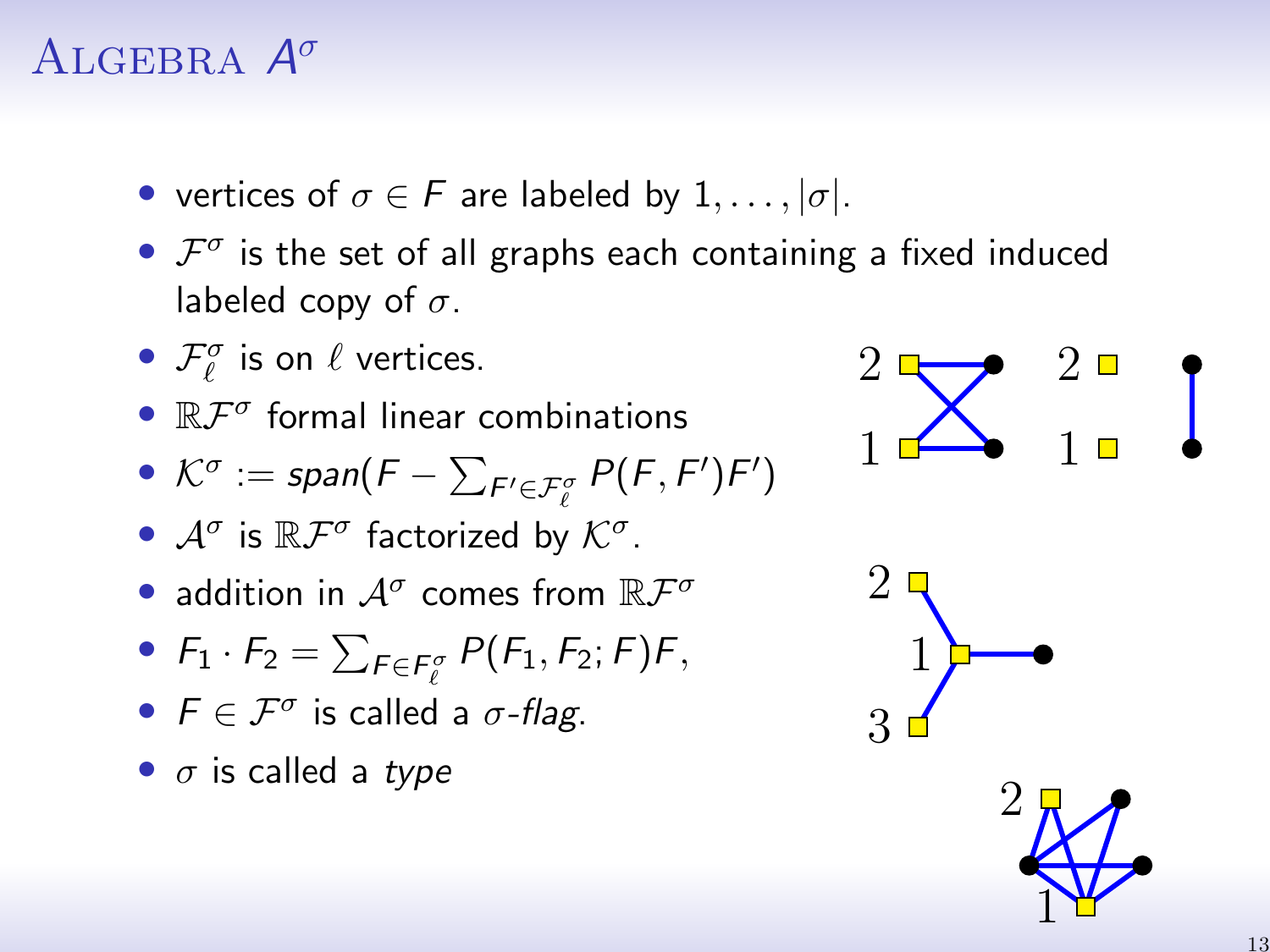# Algebra $A^\sigma$

- vertices of $\sigma \in F$ are labeled by $1, \ldots, |\sigma|$.
- $\mathcal{F}^\sigma$ is the set of all graphs each containing a fixed induced labeled copy of $\sigma$.
- $\mathcal{F}^\sigma_\ell$ is on $\ell$ vertices.
- $\mathbb{R}\mathcal{F}^\sigma$ formal linear combinations
- $\mathcal{K}^\sigma := span(F - \sum_{F' \in \mathcal{F}^\sigma_\ell} P(F, F')F')$
- $\mathcal{A}^\sigma$ is $\mathbb{R}\mathcal{F}^\sigma$ factorized by $\mathcal{K}^\sigma$.
- addition in $\mathcal{A}^\sigma$ comes from $\mathbb{R}\mathcal{F}^\sigma$
- $F_1 \cdot F_2 = \sum_{F \in F^\sigma_\ell} P(F_1, F_2; F)F$,
- $F \in \mathcal{F}^\sigma$ is called a *$\sigma$-flag*.
- $\sigma$ is called a *type*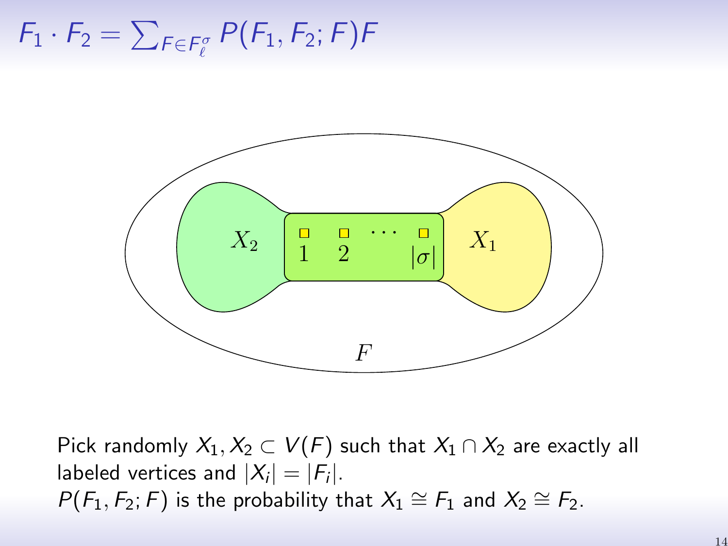# $F_1 \cdot F_2 = \sum_{F \in F_\ell^\sigma} P(F_1, F_2; F) F$

Pick randomly $X_1, X_2 \subset V(F)$ such that $X_1 \cap X_2$ are exactly all labeled vertices and $|X_i| = |F_i|$.
$P(F_1, F_2; F)$ is the probability that $X_1 \cong F_1$ and $X_2 \cong F_2$.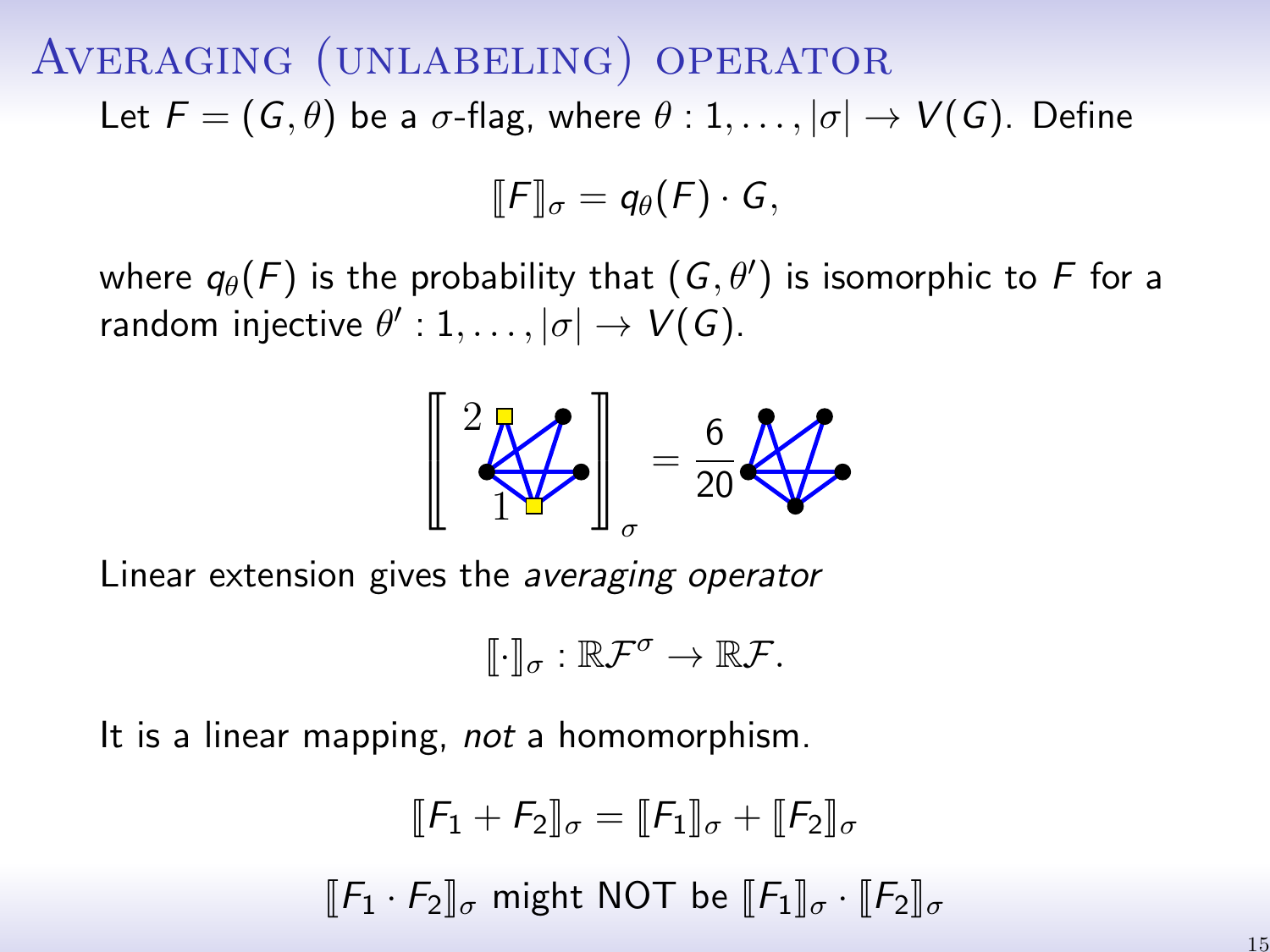# Averaging (unlabeling) operator

Let $F = (G, \theta)$ be a $\sigma$-flag, where $\theta : 1, \ldots, |\sigma| \to V(G)$. Define

$$[\![F]\!]_\sigma = q_\theta(F) \cdot G,$$

where $q_\theta(F)$ is the probability that $(G, \theta')$ is isomorphic to $F$ for a random injective $\theta' : 1, \ldots, |\sigma| \to V(G)$.

$$[\![\;\cdot\;]\!]_\sigma = \frac{6}{20}\,\cdot$$

Linear extension gives the *averaging operator*

$$[\![\cdot]\!]_\sigma : \mathbb{R}\mathcal{F}^\sigma \to \mathbb{R}\mathcal{F}.$$

It is a linear mapping, *not* a homomorphism.

$$[\![F_1 + F_2]\!]_\sigma = [\![F_1]\!]_\sigma + [\![F_2]\!]_\sigma$$

$$[\![F_1 \cdot F_2]\!]_\sigma \text{ might NOT be } [\![F_1]\!]_\sigma \cdot [\![F_2]\!]_\sigma$$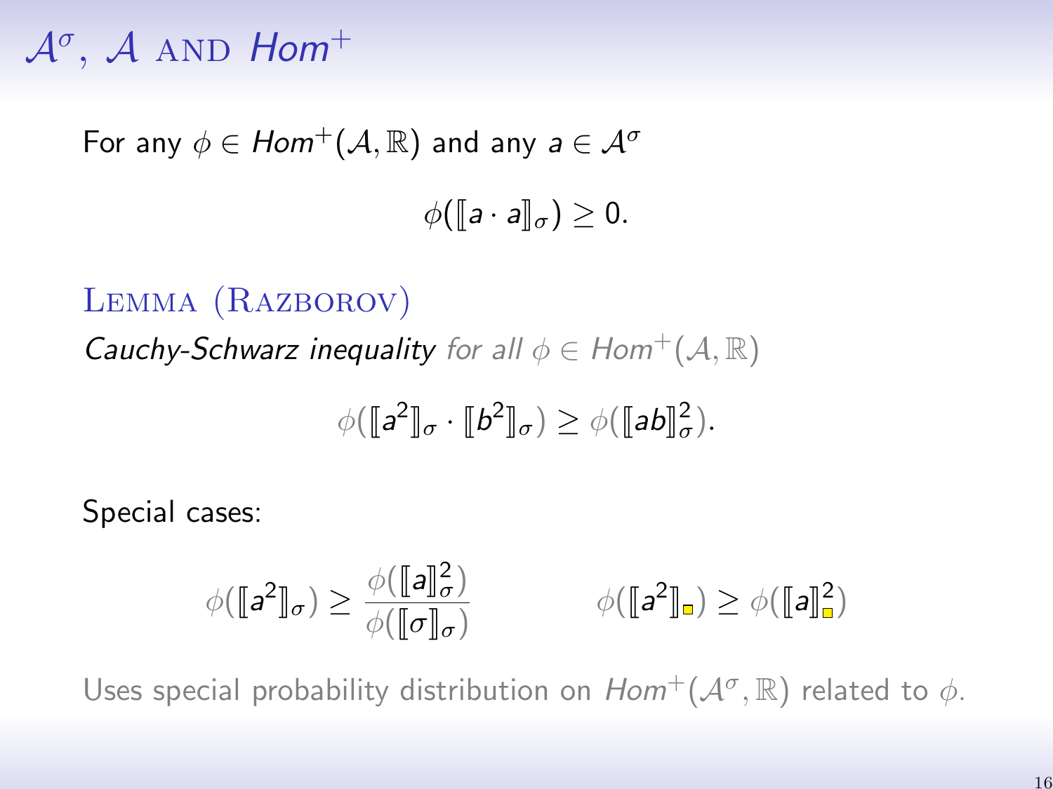# $\mathcal{A}^\sigma$, $\mathcal{A}$ and $Hom^+$

For any $\phi \in Hom^+(\mathcal{A}, \mathbb{R})$ and any $a \in \mathcal{A}^\sigma$

$$\phi([\![a \cdot a]\!]_\sigma) \geq 0.$$

**Lemma (Razborov)**

*Cauchy-Schwarz inequality for all $\phi \in Hom^+(\mathcal{A}, \mathbb{R})$*

$$\phi([\![a^2]\!]_\sigma \cdot [\![b^2]\!]_\sigma) \geq \phi([\![ab]\!]_\sigma^2).$$

Special cases:

$$\phi([\![a^2]\!]_\sigma) \geq \frac{\phi([\![a]\!]_\sigma^2)}{\phi([\![\sigma]\!]_\sigma)} \qquad \phi([\![a^2]\!]_{\square}) \geq \phi([\![a]\!]_{\square}^2)$$

Uses special probability distribution on $Hom^+(\mathcal{A}^\sigma, \mathbb{R})$ related to $\phi$.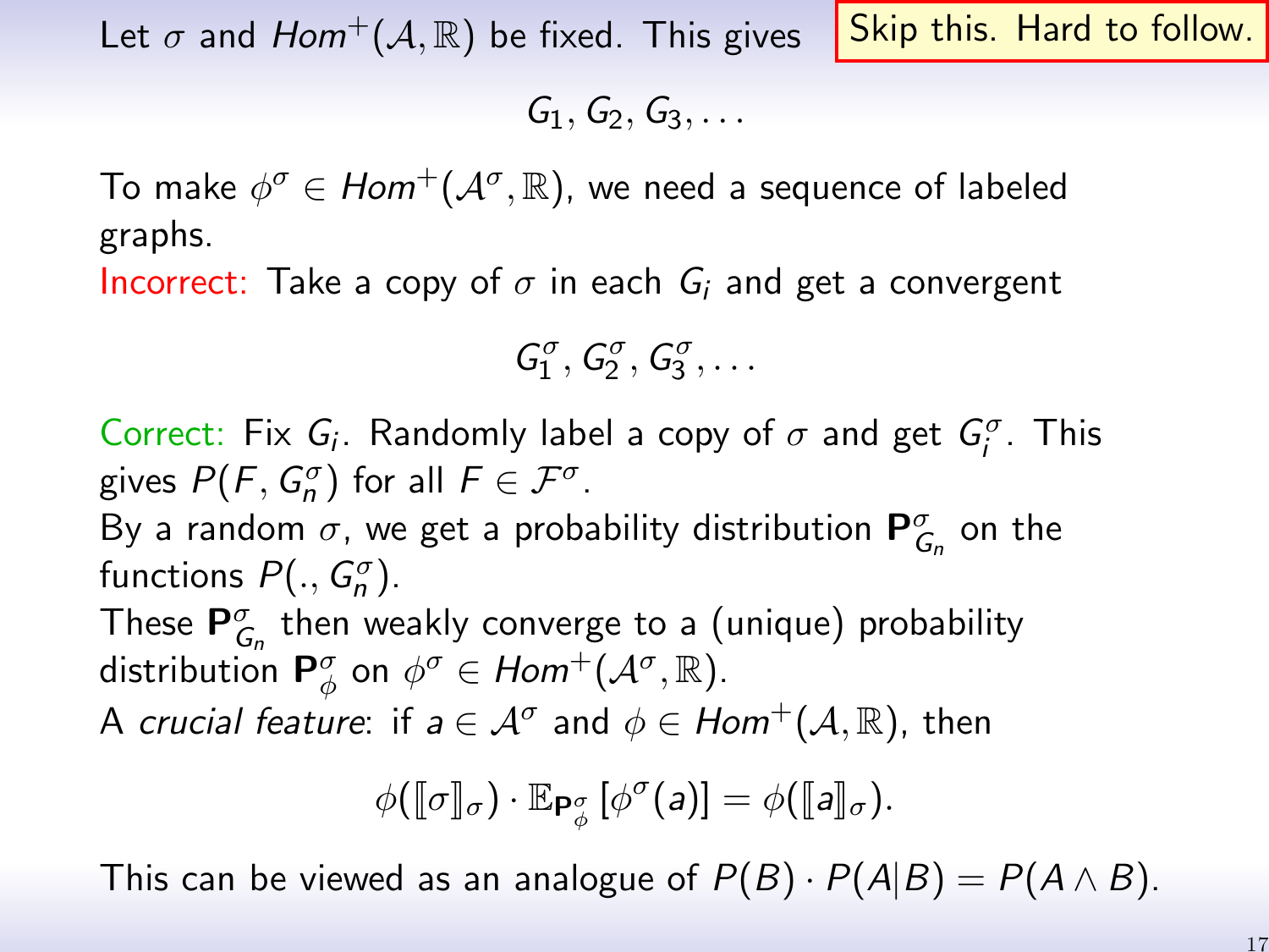Let $\sigma$ and $Hom^+(\mathcal{A}, \mathbb{R})$ be fixed. This gives

Skip this. Hard to follow.

$$G_1, G_2, G_3, \ldots$$

To make $\phi^\sigma \in Hom^+(\mathcal{A}^\sigma, \mathbb{R})$, we need a sequence of labeled graphs.

Incorrect: Take a copy of $\sigma$ in each $G_i$ and get a convergent

$$G_1^\sigma, G_2^\sigma, G_3^\sigma, \ldots$$

Correct: Fix $G_i$. Randomly label a copy of $\sigma$ and get $G_i^\sigma$. This gives $P(F, G_n^\sigma)$ for all $F \in \mathcal{F}^\sigma$.

By a random $\sigma$, we get a probability distribution $\mathbf{P}_{G_n}^\sigma$ on the functions $P(., G_n^\sigma)$.

These $\mathbf{P}_{G_n}^\sigma$ then weakly converge to a (unique) probability distribution $\mathbf{P}_\phi^\sigma$ on $\phi^\sigma \in Hom^+(\mathcal{A}^\sigma, \mathbb{R})$.

A *crucial feature*: if $a \in \mathcal{A}^\sigma$ and $\phi \in Hom^+(\mathcal{A}, \mathbb{R})$, then

$$\phi(\llbracket \sigma \rrbracket_\sigma) \cdot \mathbb{E}_{\mathbf{P}_\phi^\sigma}[\phi^\sigma(a)] = \phi(\llbracket a \rrbracket_\sigma).$$

This can be viewed as an analogue of $P(B) \cdot P(A|B) = P(A \wedge B)$.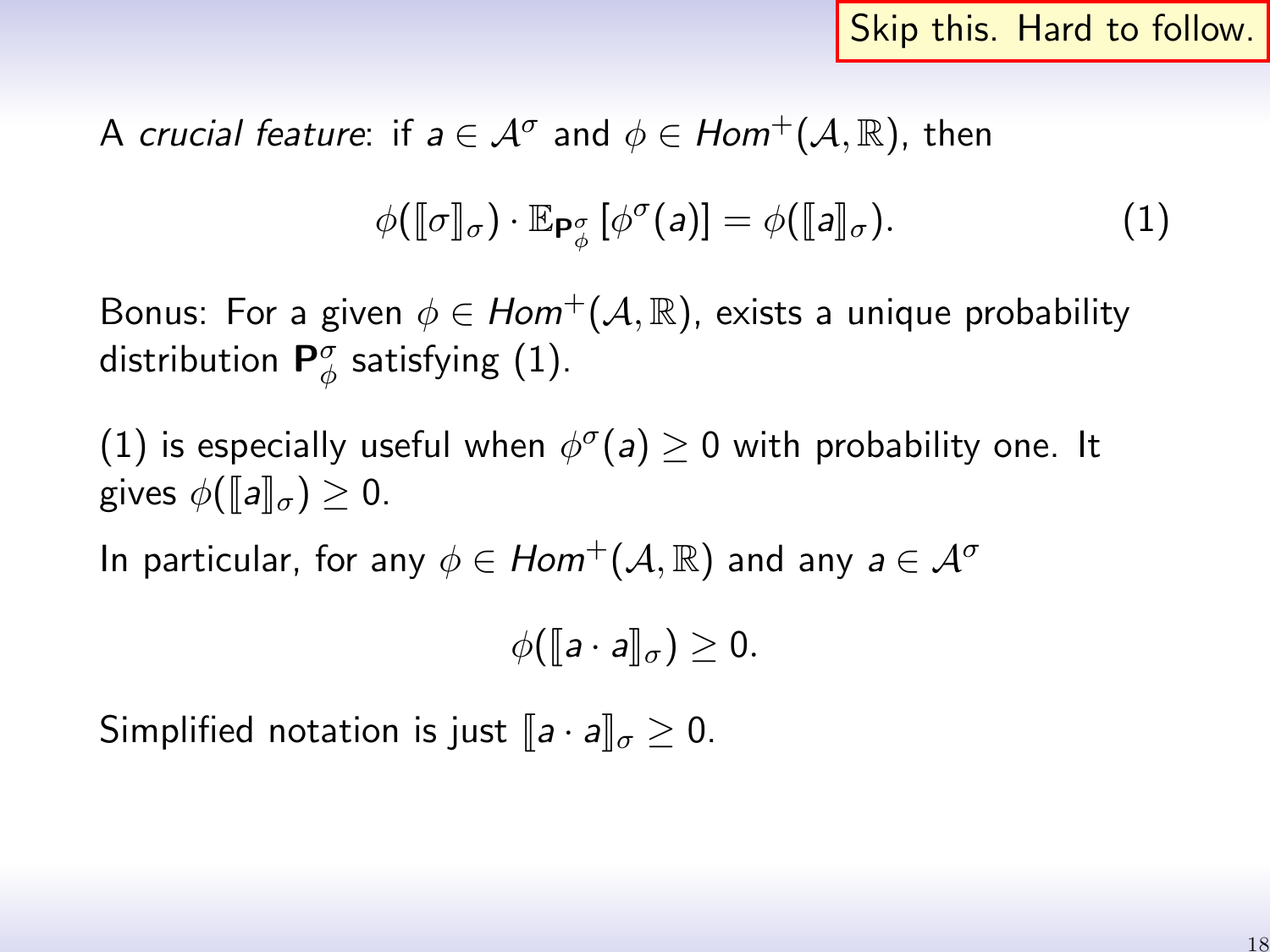Skip this. Hard to follow.

A *crucial feature*: if $a \in \mathcal{A}^\sigma$ and $\phi \in Hom^+(\mathcal{A}, \mathbb{R})$, then

$$\phi([\![\sigma]\!]_\sigma) \cdot \mathbb{E}_{\mathbf{P}^\sigma_\phi}[\phi^\sigma(a)] = \phi([\![a]\!]_\sigma). \tag{1}$$

Bonus: For a given $\phi \in Hom^+(\mathcal{A}, \mathbb{R})$, exists a unique probability distribution $\mathbf{P}^\sigma_\phi$ satisfying (1).

(1) is especially useful when $\phi^\sigma(a) \geq 0$ with probability one. It gives $\phi([\![a]\!]_\sigma) \geq 0$.

In particular, for any $\phi \in Hom^+(\mathcal{A}, \mathbb{R})$ and any $a \in \mathcal{A}^\sigma$

$$\phi([\![a \cdot a]\!]_\sigma) \geq 0.$$

Simplified notation is just $[\![a \cdot a]\!]_\sigma \geq 0$.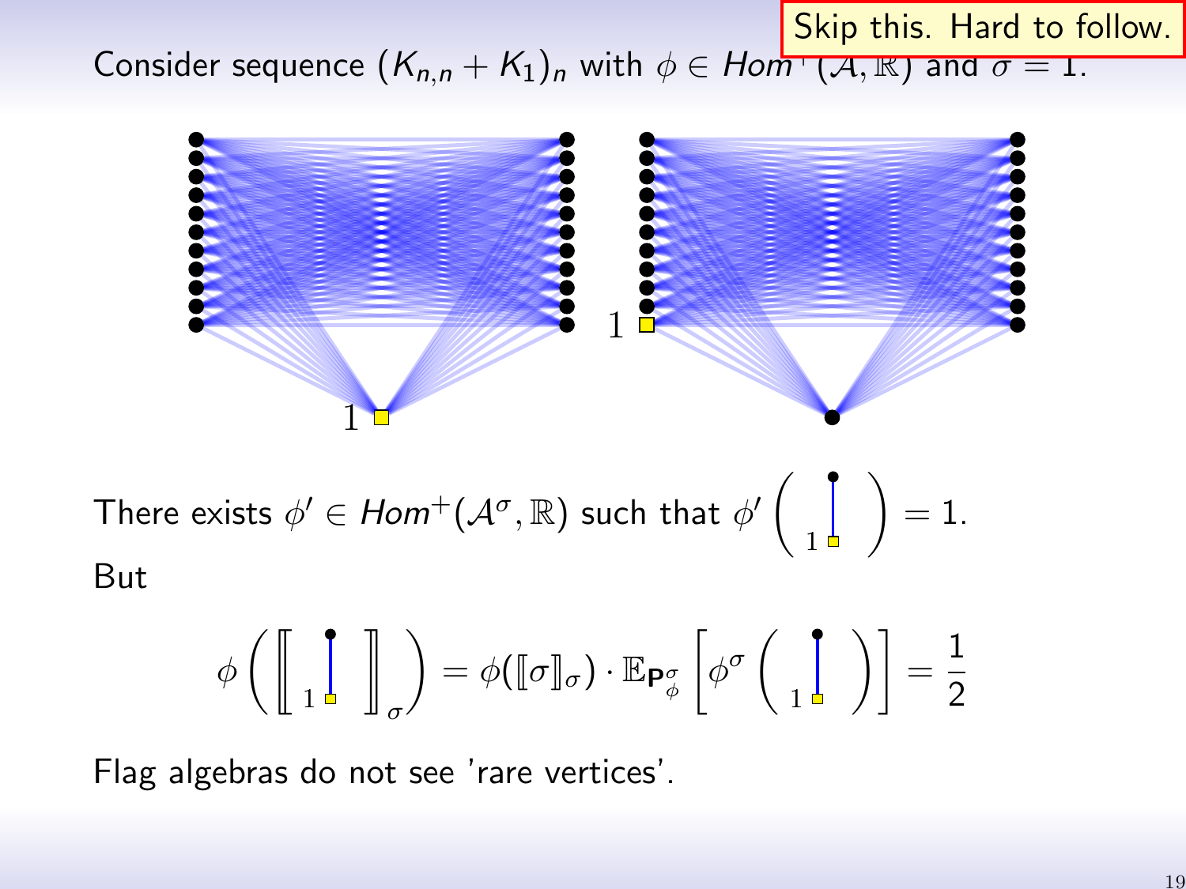Skip this. Hard to follow.

Consider sequence $(K_{n,n} + K_1)_n$ with $\phi \in Hom^+(\mathcal{A}, \mathbb{R})$ and $\sigma = 1$.

There exists $\phi' \in Hom^+(\mathcal{A}^\sigma, \mathbb{R})$ such that $\phi'\left( \text{edge with root } 1 \right) = 1$.

But

$$\phi\left( \left[\!\left[ \text{edge with root } 1 \right]\!\right]_\sigma \right) = \phi(\llbracket \sigma \rrbracket_\sigma) \cdot \mathbb{E}_{\mathbf{P}^\sigma_\phi}\left[ \phi^\sigma \left( \text{edge with root } 1 \right) \right] = \frac{1}{2}$$

Flag algebras do not see 'rare vertices'.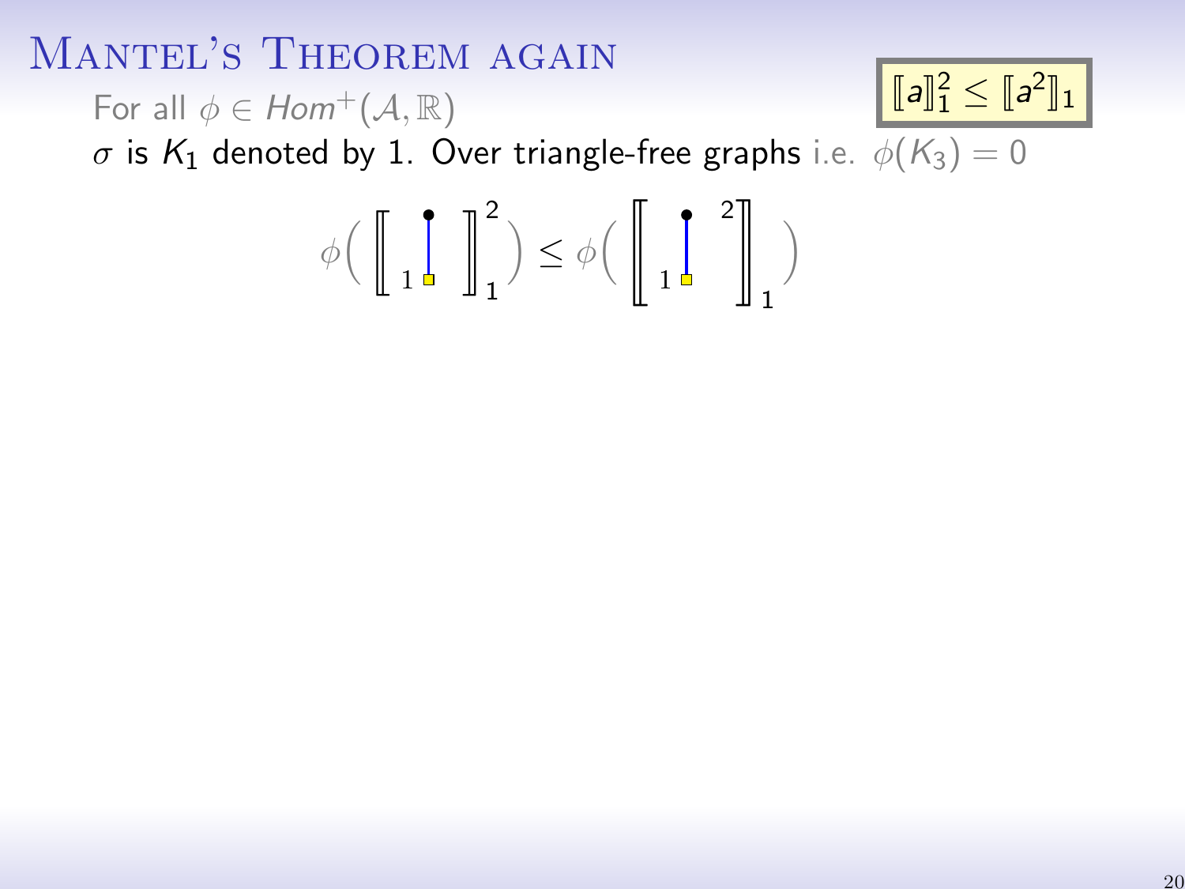# Mantel's Theorem again

For all $\phi \in Hom^+(\mathcal{A}, \mathbb{R})$

$[\![a]\!]_1^2 \leq [\![a^2]\!]_1$

$\sigma$ is $K_1$ denoted by 1. Over triangle-free graphs i.e. $\phi(K_3) = 0$

$$\phi\left( [\![ \, {}_1 \, | \, ]\!]_1^2 \right) \leq \phi\left( [\![ \, {}_1 \, | \, {}^2 ]\!]_1 \right)$$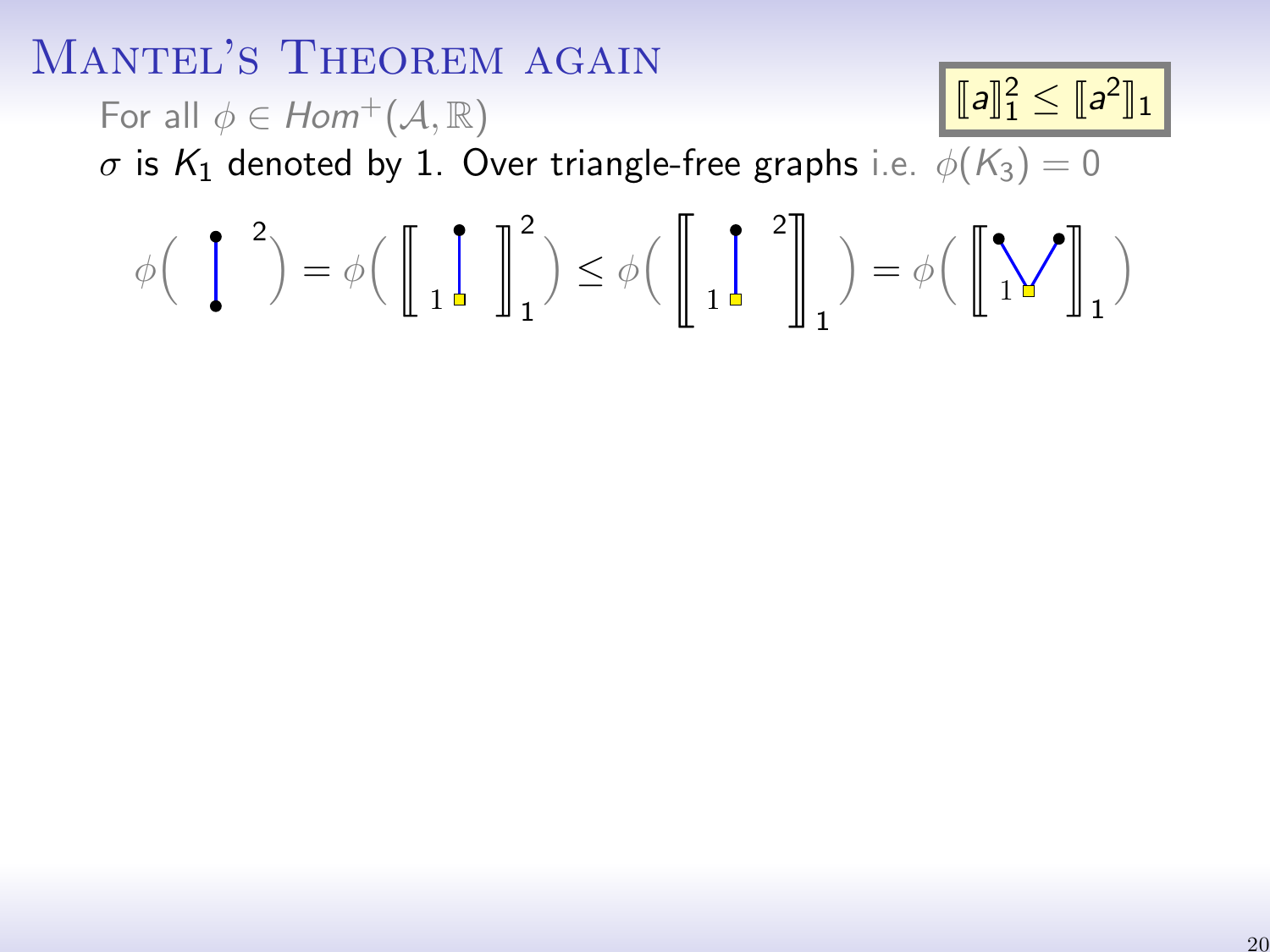# Mantel's Theorem again

For all $\phi \in Hom^+(\mathcal{A}, \mathbb{R})$

$$[\![a]\!]_1^2 \leq [\![a^2]\!]_1$$

$\sigma$ is $K_1$ denoted by 1. Over triangle-free graphs i.e. $\phi(K_3) = 0$

$$\phi\left( \Big| \,^2 \right) = \phi\left( [\![ {}_1 \Big| ]\!]_1^2 \right) \leq \phi\left( [\![ {}_1 \Big|^{\,2} ]\!]_1 \right) = \phi\left( [\![ {}_1 \bigvee ]\!]_1 \right)$$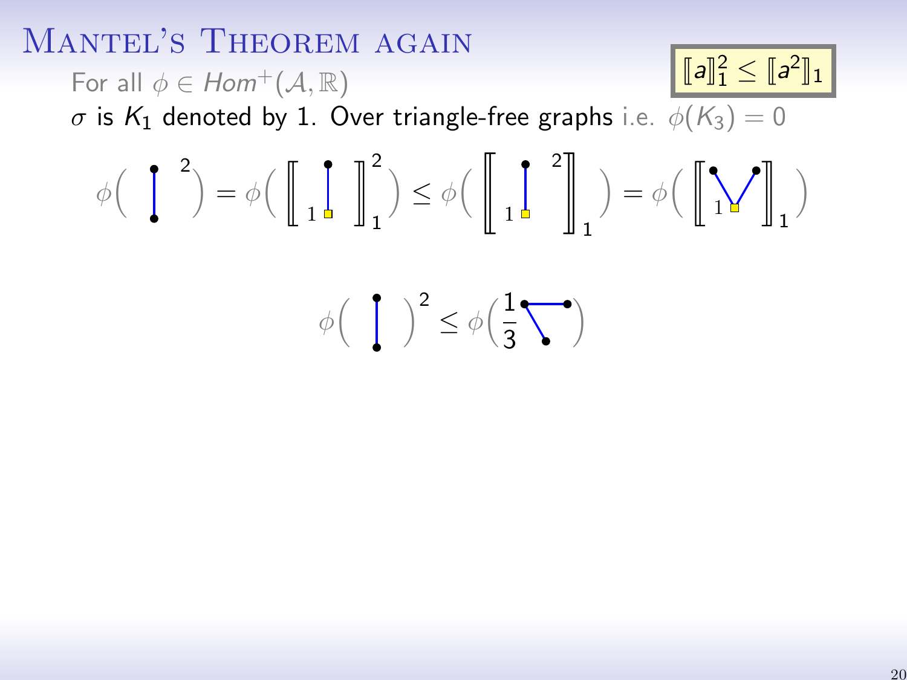# Mantel's Theorem again

For all $\phi \in Hom^+(\mathcal{A}, \mathbb{R})$

$[\![a]\!]_1^2 \leq [\![a^2]\!]_1$

$\sigma$ is $K_1$ denoted by 1. Over triangle-free graphs i.e. $\phi(K_3) = 0$

$$\phi\left( \text{edge}^2 \right) = \phi\left( [\![ \text{edge rooted at } 1 ]\!]_1^2 \right) \leq \phi\left( [\![ \text{edge rooted at } 1^{\,2} ]\!]_1 \right) = \phi\left( [\![ \text{cherry rooted at center } 1 ]\!]_1 \right)$$

$$\phi\left( \text{edge} \right)^2 \leq \phi\left( \frac{1}{3} \text{cherry} \right)$$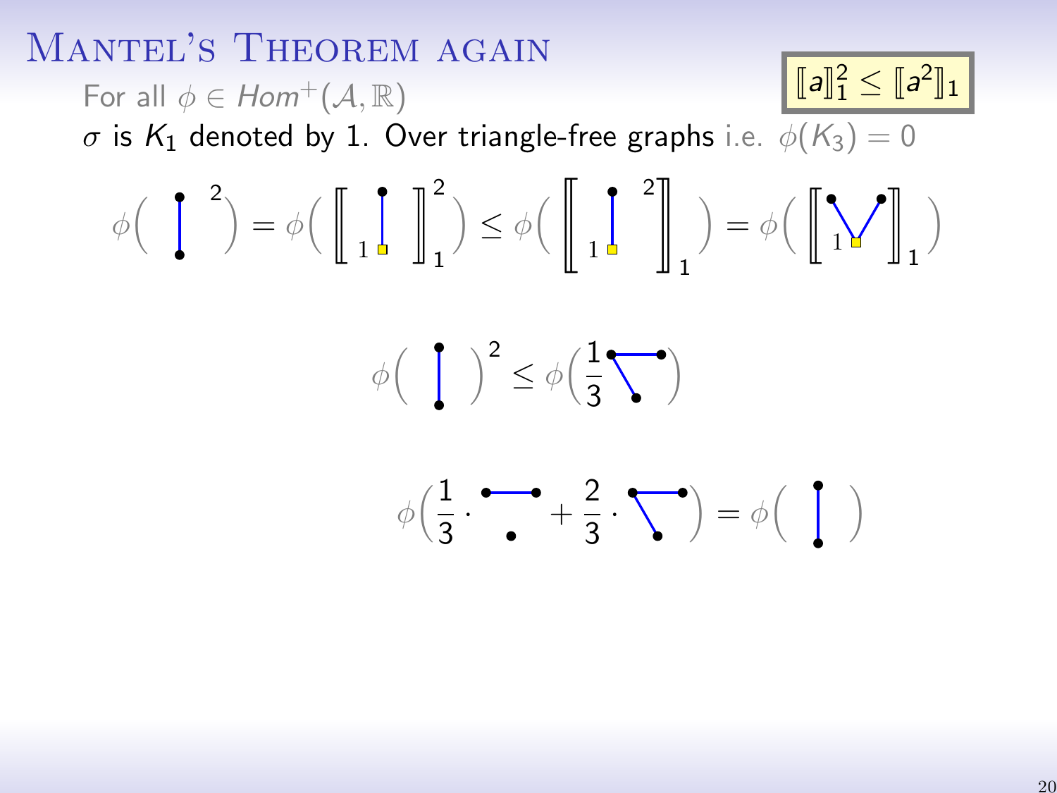# Mantel's Theorem again

$$[\![a]\!]_1^2 \leq [\![a^2]\!]_1$$

For all $\phi \in Hom^+(\mathcal{A}, \mathbb{R})$

$\sigma$ is $K_1$ denoted by 1. Over triangle-free graphs i.e. $\phi(K_3) = 0$

$$\phi(\,|\,^2) = \phi\left([\![\,{}_1|\,]\!]_1^2\right) \leq \phi\left([\![\,{}_1|\,^2]\!]_1\right) = \phi\left([\![\,{}_1\vee\,]\!]_1\right)$$

$$\phi(\,|\,)^2 \leq \phi\left(\frac{1}{3}\,\ulcorner\right)$$

$$\phi\left(\frac{1}{3}\cdot\,\overline{\cdot}\, + \frac{2}{3}\cdot\,\ulcorner\right) = \phi(\,|\,)$$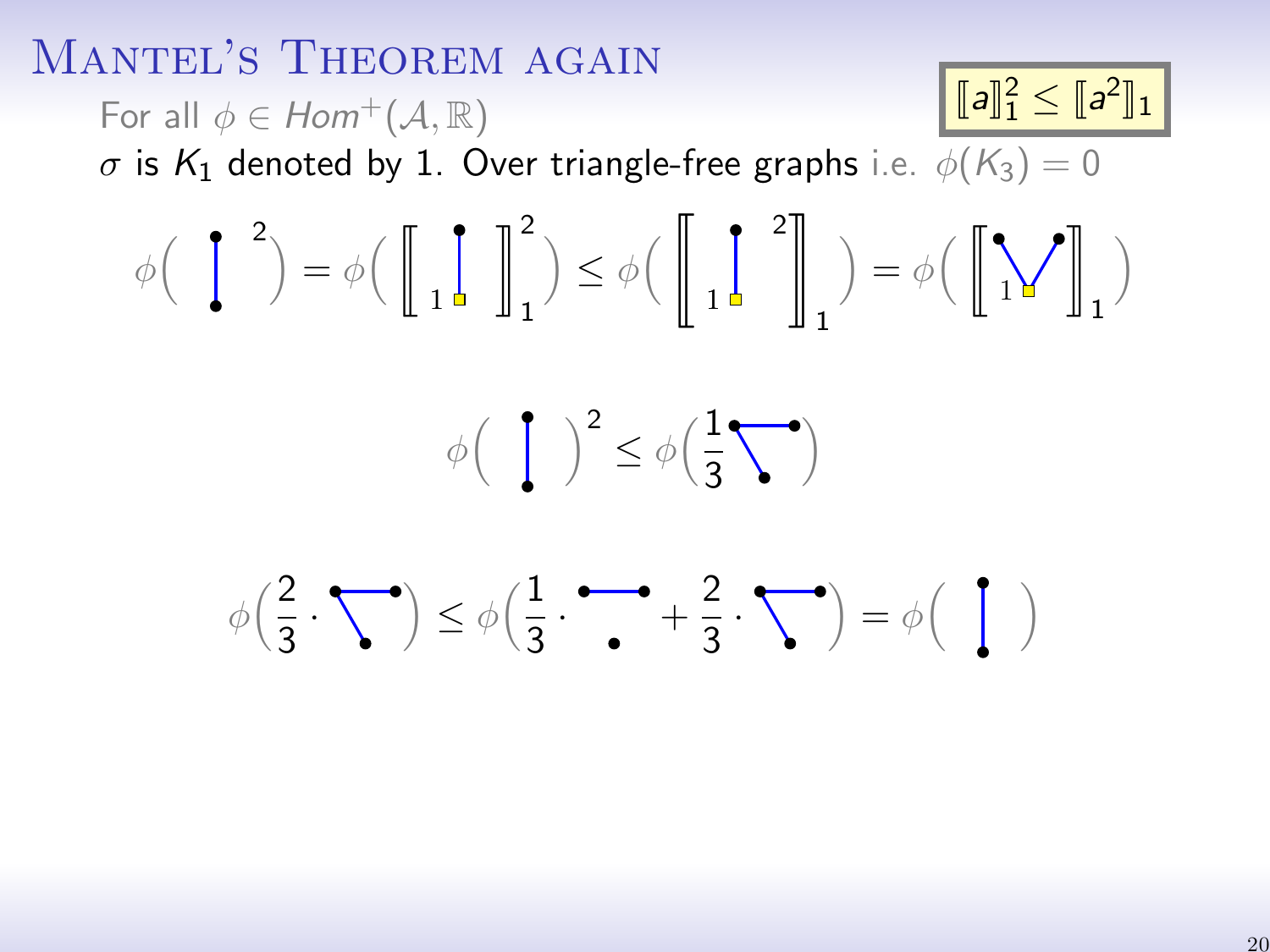# Mantel's Theorem again

For all $\phi \in Hom^+(\mathcal{A}, \mathbb{R})$

$$[\![a]\!]_1^2 \le [\![a^2]\!]_1$$

$\sigma$ is $K_1$ denoted by 1. Over triangle-free graphs i.e. $\phi(K_3) = 0$

$$\phi\left( \text{edge}^2 \right) = \phi\left( [\![ \text{edge}_1 ]\!]_1^2 \right) \le \phi\left( [\![ \text{edge}_1^{\,2} ]\!]_1 \right) = \phi\left( [\![ \text{cherry}_1 ]\!]_1 \right)$$

$$\phi\left( \text{edge} \right)^2 \le \phi\left( \frac{1}{3} \text{cherry} \right)$$

$$\phi\left( \frac{2}{3} \cdot \text{cherry} \right) \le \phi\left( \frac{1}{3} \cdot \text{edge+vertex} + \frac{2}{3} \cdot \text{cherry} \right) = \phi\left( \text{edge} \right)$$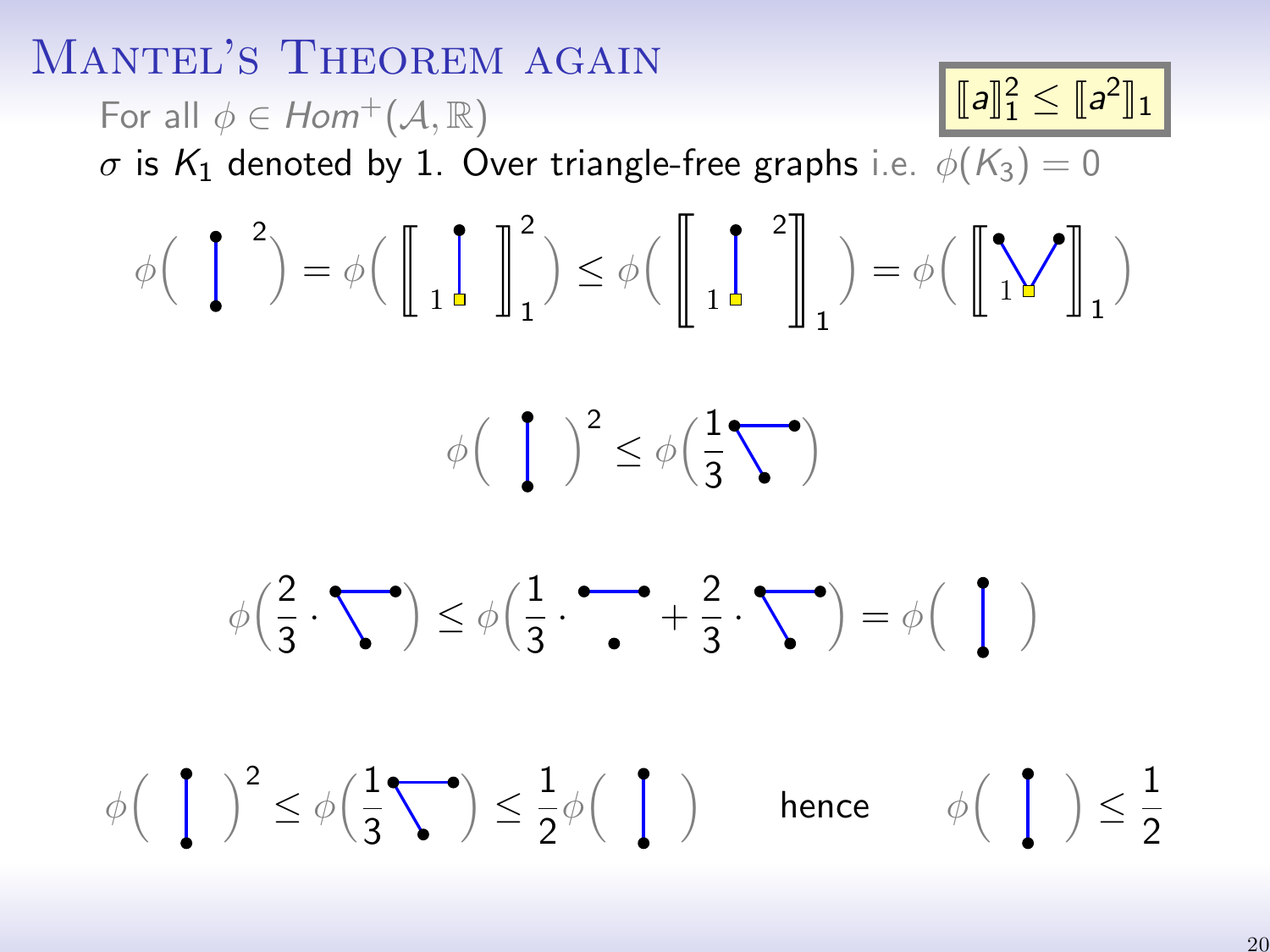# Mantel's Theorem again

$$[\![a]\!]_1^2 \leq [\![a^2]\!]_1$$

For all $\phi \in Hom^+(\mathcal{A}, \mathbb{R})$

$\sigma$ is $K_1$ denoted by 1. Over triangle-free graphs i.e. $\phi(K_3) = 0$

$$\phi\left(\text{edge}^2\right) = \phi\left([\![\text{edge rooted at } 1]\!]_1^2\right) \leq \phi\left([\![(\text{edge rooted at } 1)^2]\!]_1\right) = \phi\left([\![\text{cherry rooted at center } 1]\!]_1\right)$$

$$\phi(\text{edge})^2 \leq \phi\left(\frac{1}{3}\,\text{cherry}\right)$$

$$\phi\left(\frac{2}{3}\cdot\text{cherry}\right) \leq \phi\left(\frac{1}{3}\cdot\text{(edge + isolated vertex)} + \frac{2}{3}\cdot\text{cherry}\right) = \phi(\text{edge})$$

$$\phi(\text{edge})^2 \leq \phi\left(\frac{1}{3}\,\text{cherry}\right) \leq \frac{1}{2}\phi(\text{edge}) \qquad \text{hence} \qquad \phi(\text{edge}) \leq \frac{1}{2}$$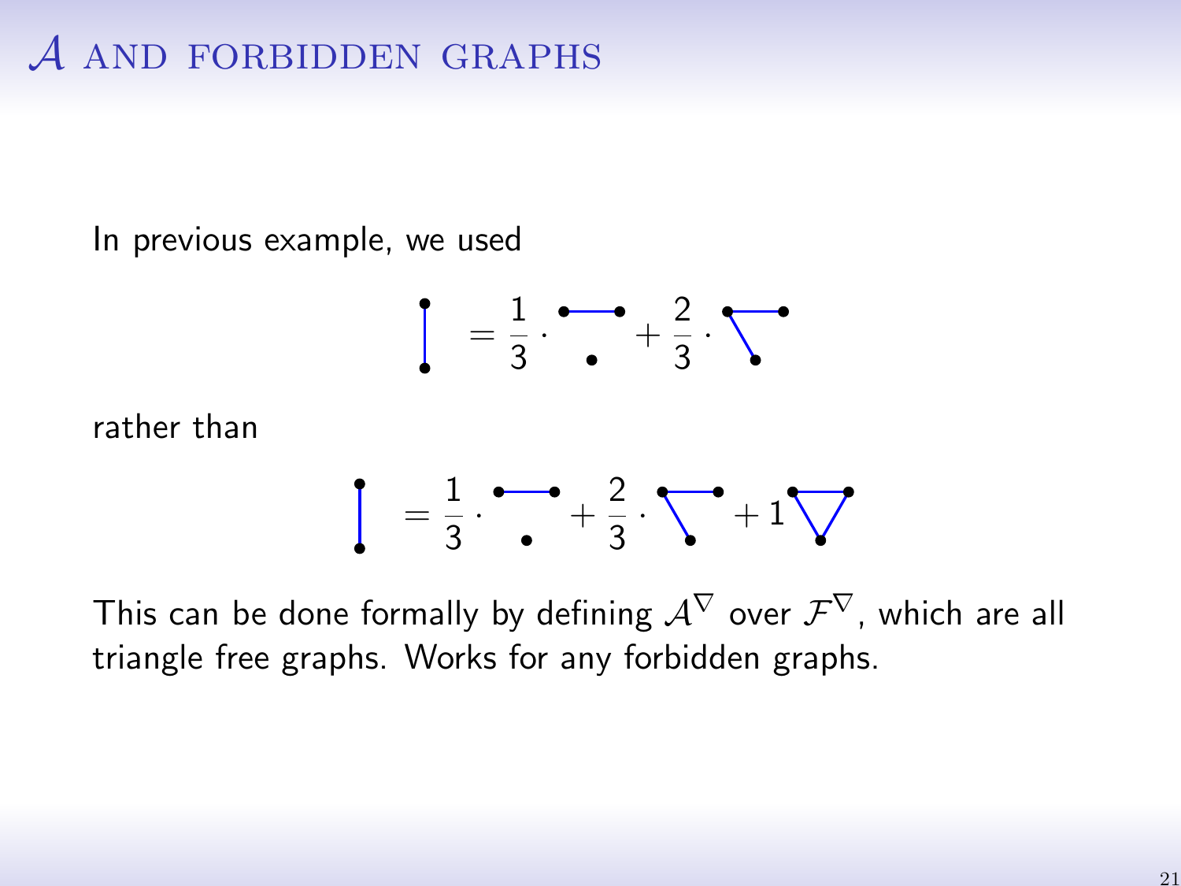## $\mathcal{A}$ and forbidden graphs

In previous example, we used

$$\text{(edge)} = \frac{1}{3} \cdot \text{(edge + isolated vertex)} + \frac{2}{3} \cdot \text{(path on 3 vertices)}$$

rather than

$$\text{(edge)} = \frac{1}{3} \cdot \text{(edge + isolated vertex)} + \frac{2}{3} \cdot \text{(path on 3 vertices)} + 1 \, \text{(triangle)}$$

This can be done formally by defining $\mathcal{A}^{\nabla}$ over $\mathcal{F}^{\nabla}$, which are all triangle free graphs. Works for any forbidden graphs.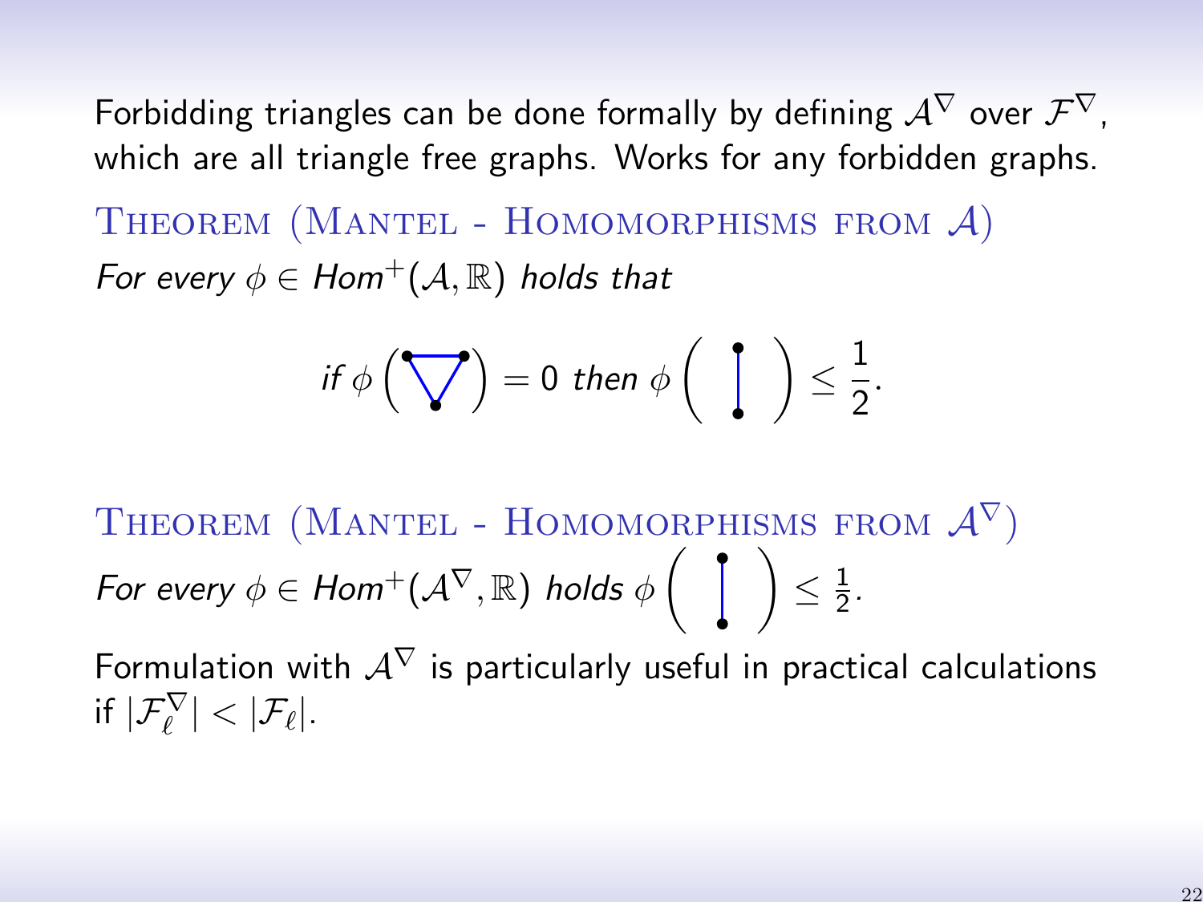Forbidding triangles can be done formally by defining $\mathcal{A}^{\nabla}$ over $\mathcal{F}^{\nabla}$, which are all triangle free graphs. Works for any forbidden graphs.

**Theorem (Mantel - Homomorphisms from $\mathcal{A}$)**

*For every $\phi \in Hom^+(\mathcal{A}, \mathbb{R})$ holds that*

$$\text{if } \phi\left(\nabla\right) = 0 \text{ then } \phi\left(\,|\,\right) \le \frac{1}{2}.$$

**Theorem (Mantel - Homomorphisms from $\mathcal{A}^{\nabla}$)**

*For every $\phi \in Hom^+(\mathcal{A}^{\nabla}, \mathbb{R})$ holds $\phi\left(\,|\,\right) \le \frac{1}{2}$.*

Formulation with $\mathcal{A}^{\nabla}$ is particularly useful in practical calculations if $|\mathcal{F}_{\ell}^{\nabla}| < |\mathcal{F}_{\ell}|$.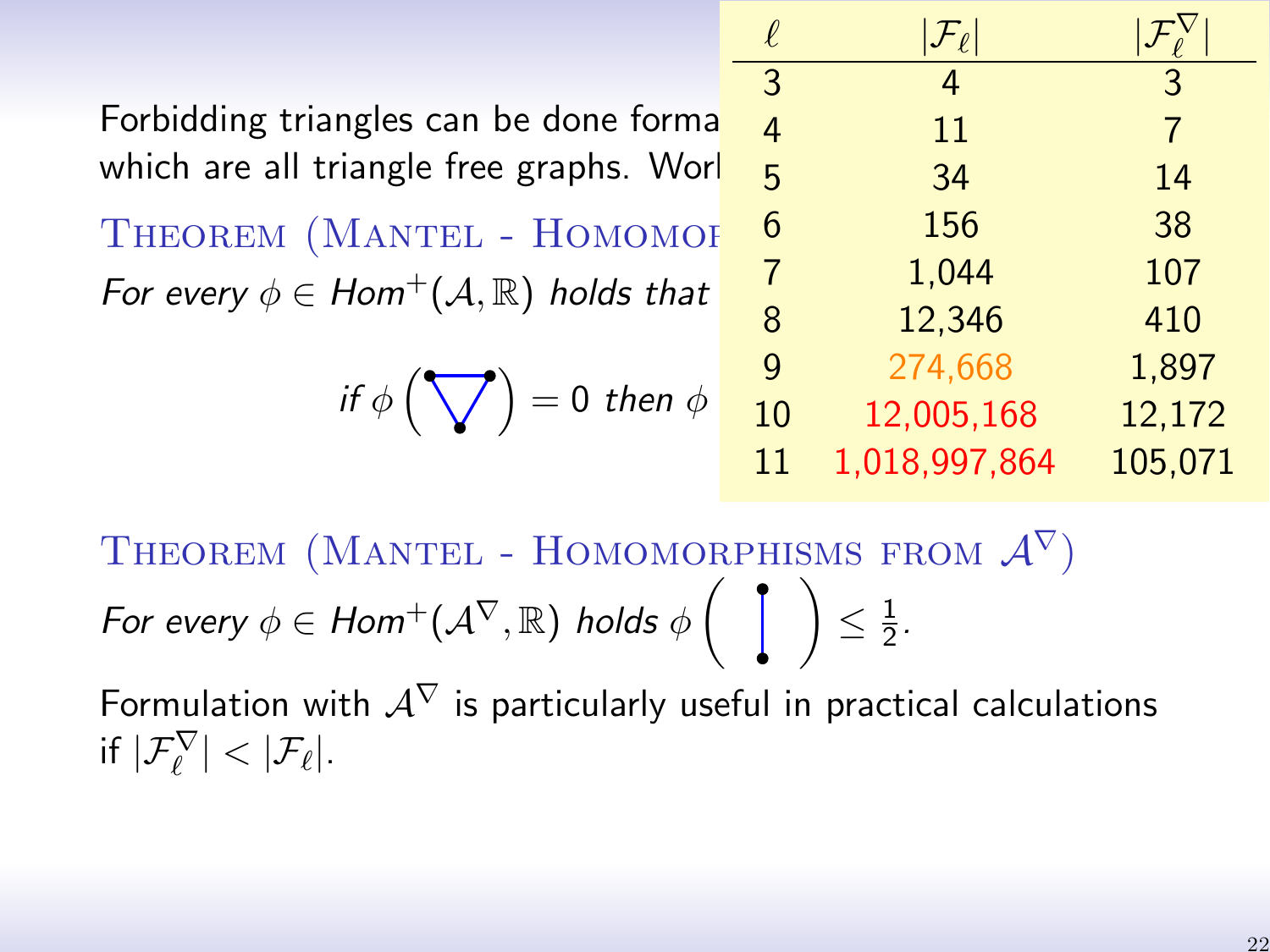Forbidding triangles can be done forma
which are all triangle free graphs. Worl

THEOREM (MANTEL - HOMOMOR

*For every $\phi \in Hom^+(\mathcal{A}, \mathbb{R})$ holds that*

$$\textit{if } \phi\left(\bigtriangledown\right) = 0 \textit{ then } \phi$$

| $\ell$ | $\lvert\mathcal{F}_\ell\rvert$ | $\lvert\mathcal{F}_\ell^\nabla\rvert$ |
|---|---|---|
| 3 | 4 | 3 |
| 4 | 11 | 7 |
| 5 | 34 | 14 |
| 6 | 156 | 38 |
| 7 | 1,044 | 107 |
| 8 | 12,346 | 410 |
| 9 | 274,668 | 1,897 |
| 10 | 12,005,168 | 12,172 |
| 11 | 1,018,997,864 | 105,071 |

THEOREM (MANTEL - HOMOMORPHISMS FROM $\mathcal{A}^\nabla$)

*For every $\phi \in Hom^+(\mathcal{A}^\nabla, \mathbb{R})$ holds $\phi\left(\,|\,\right) \leq \frac{1}{2}$.*

Formulation with $\mathcal{A}^\nabla$ is particularly useful in practical calculations if $|\mathcal{F}_\ell^\nabla| < |\mathcal{F}_\ell|$.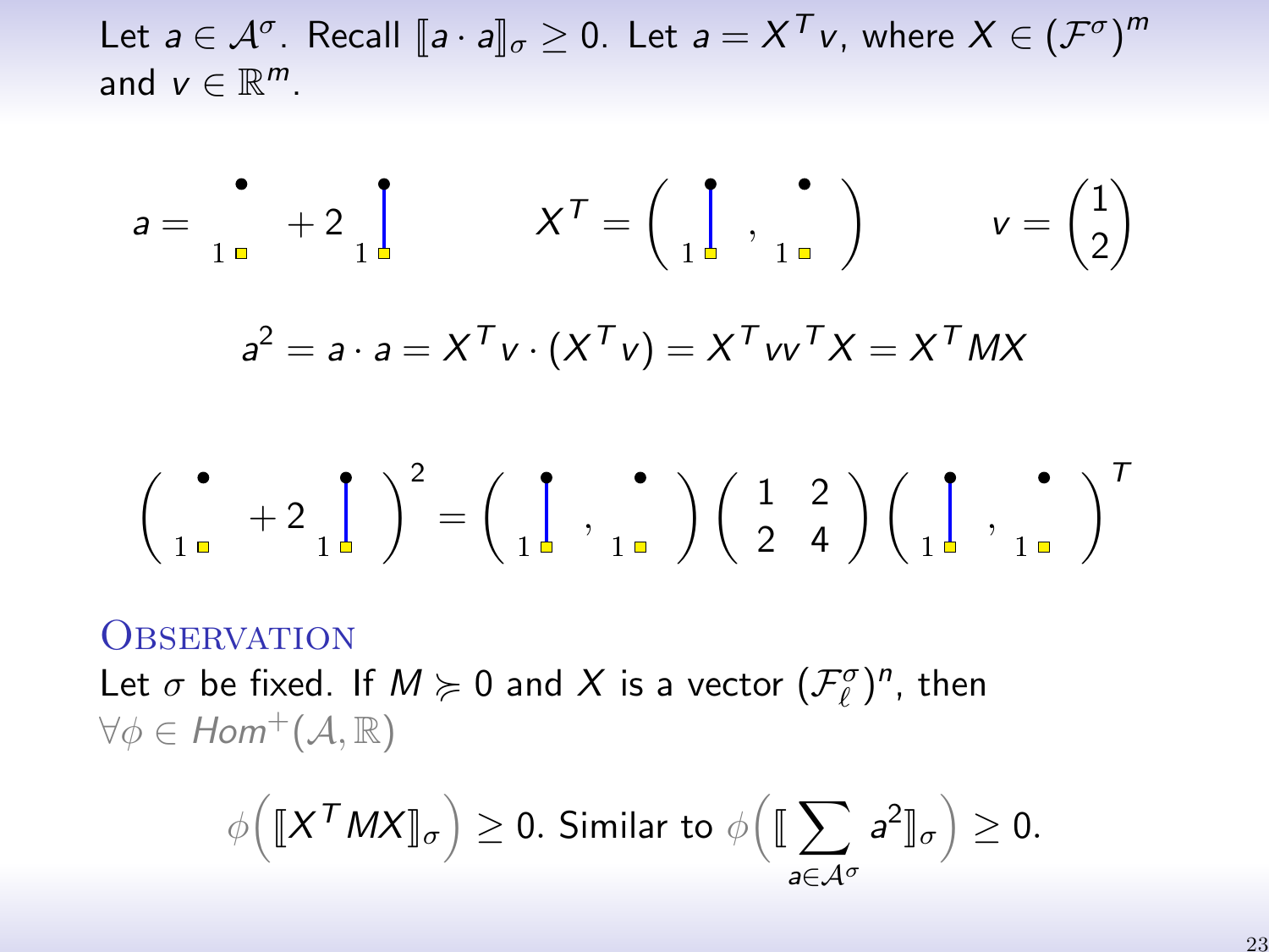Let $a \in \mathcal{A}^\sigma$. Recall $[\![a \cdot a]\!]_\sigma \geq 0$. Let $a = X^T v$, where $X \in (\mathcal{F}^\sigma)^m$ and $v \in \mathbb{R}^m$.

$$a = \bullet_1 + 2 \, |_1 \qquad X^T = \left( |_1 , \bullet_1 \right) \qquad v = \begin{pmatrix} 1 \\ 2 \end{pmatrix}$$

$$a^2 = a \cdot a = X^T v \cdot (X^T v) = X^T v v^T X = X^T M X$$

$$\left( \bullet_1 + 2 \, |_1 \right)^2 = \left( |_1 , \bullet_1 \right) \begin{pmatrix} 1 & 2 \\ 2 & 4 \end{pmatrix} \left( |_1 , \bullet_1 \right)^T$$

**Observation**

Let $\sigma$ be fixed. If $M \succcurlyeq 0$ and $X$ is a vector $(\mathcal{F}_\ell^\sigma)^n$, then $\forall \phi \in Hom^+(\mathcal{A}, \mathbb{R})$

$$\phi\Big([\![X^T M X]\!]_\sigma\Big) \geq 0. \text{ Similar to } \phi\Big([\![\sum_{a \in \mathcal{A}^\sigma} a^2]\!]_\sigma\Big) \geq 0.$$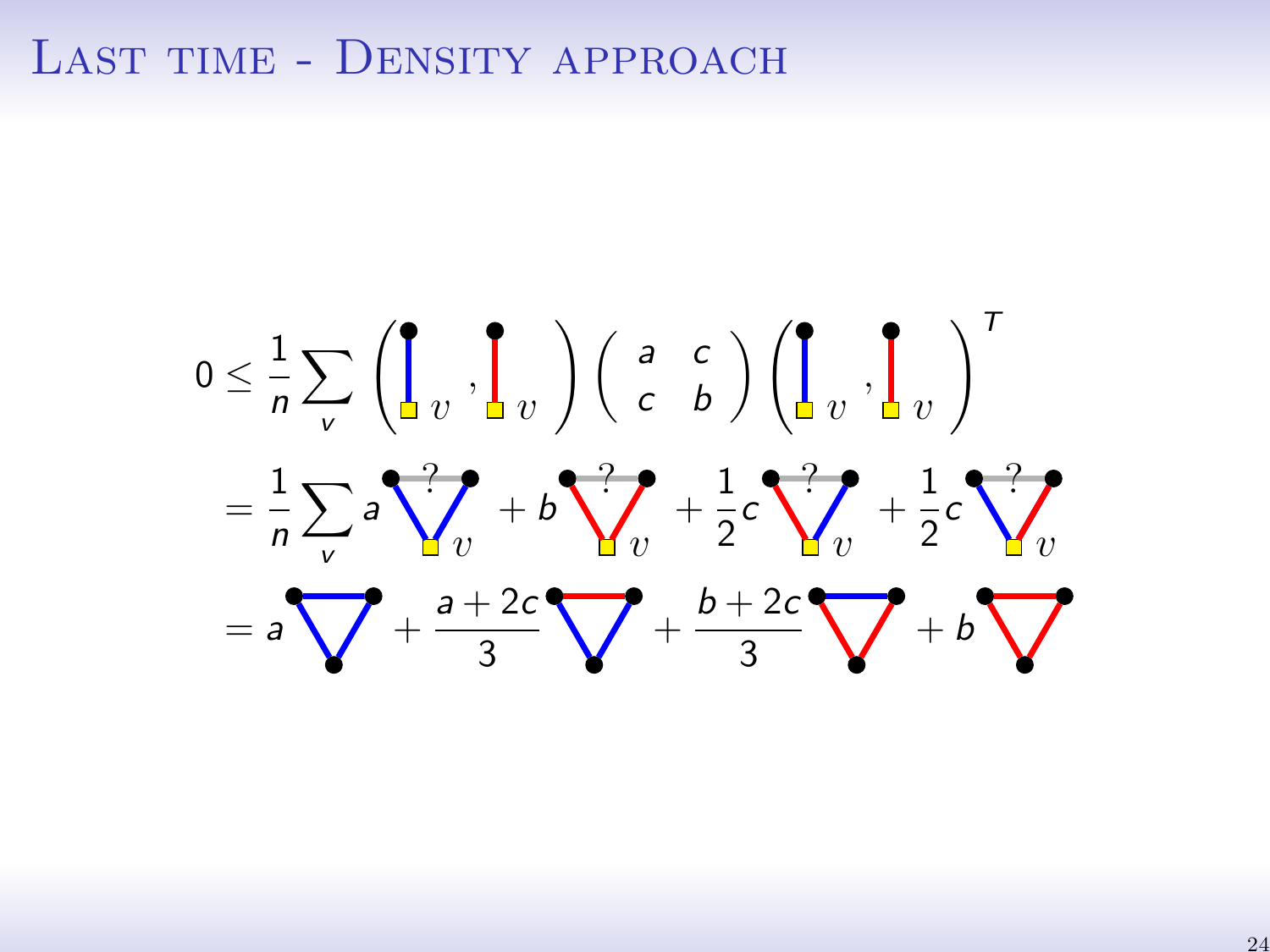# Last time - Density approach

$$0 \leq \frac{1}{n}\sum_{v} \left( \text{[blue edge at } v\text{]}, \text{[red edge at } v\text{]} \right) \begin{pmatrix} a & c \\ c & b \end{pmatrix} \left( \text{[blue edge at } v\text{]}, \text{[red edge at } v\text{]} \right)^T$$

$$= \frac{1}{n}\sum_{v} a \,\text{[blue-blue at } v\text{, ?]} + b \,\text{[red-red at } v\text{, ?]} + \frac{1}{2}c \,\text{[red-blue at } v\text{, ?]} + \frac{1}{2}c \,\text{[blue-red at } v\text{, ?]}$$

$$= a \,\text{[blue triangle]} + \frac{a+2c}{3} \,\text{[two blue, one red triangle]} + \frac{b+2c}{3} \,\text{[one blue, two red triangle]} + b \,\text{[red triangle]}$$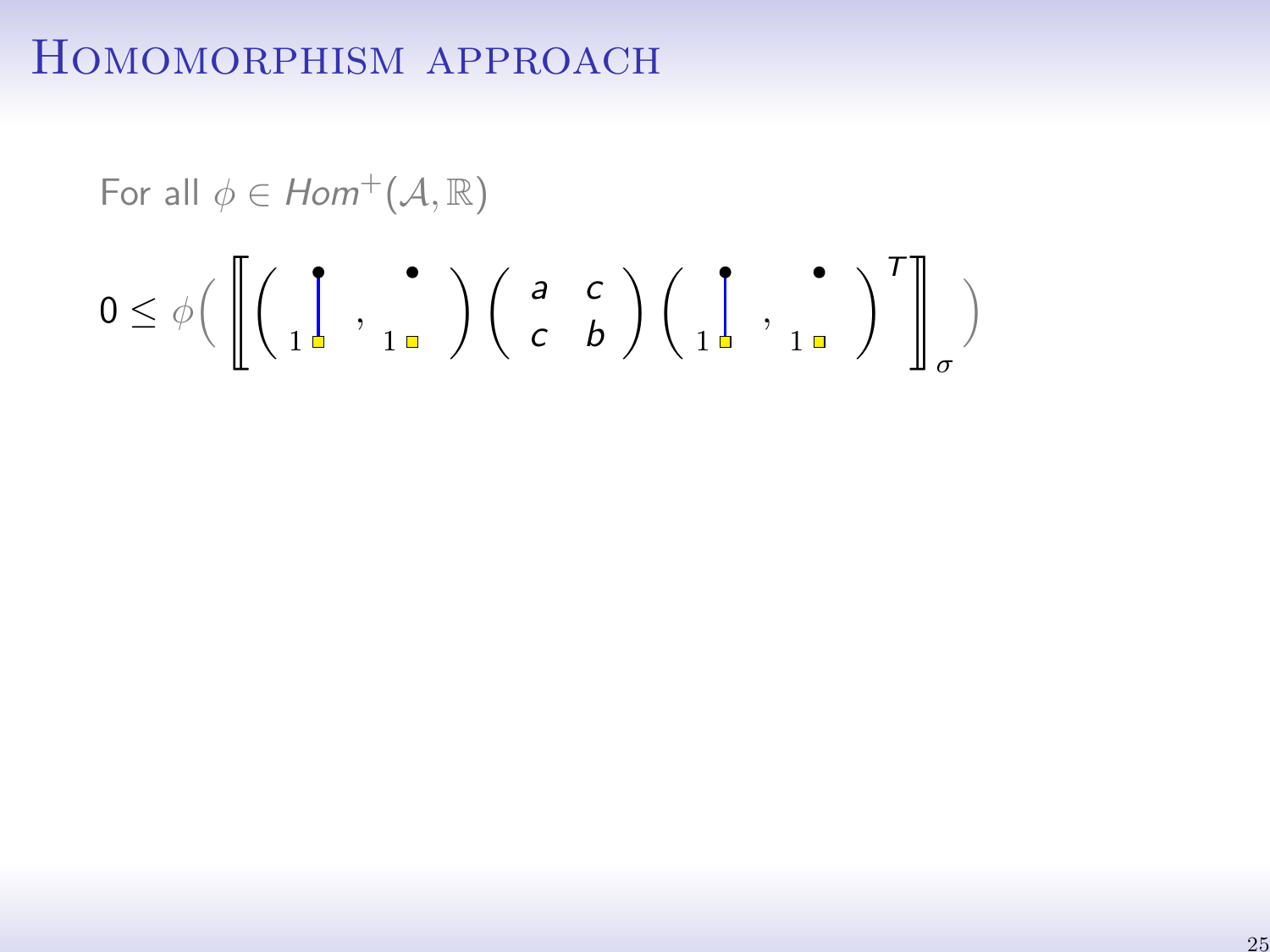# Homomorphism approach

For all $\phi \in Hom^{+}(\mathcal{A}, \mathbb{R})$

$$0 \leq \phi\Big( \Big[\!\!\Big[ \big( \;{}_1|\;,\; {}_1\cdot\; \big) \begin{pmatrix} a & c \\ c & b \end{pmatrix} \big( \;{}_1|\;,\; {}_1\cdot\; \big)^{T} \Big]\!\!\Big]_{\sigma} \Big)$$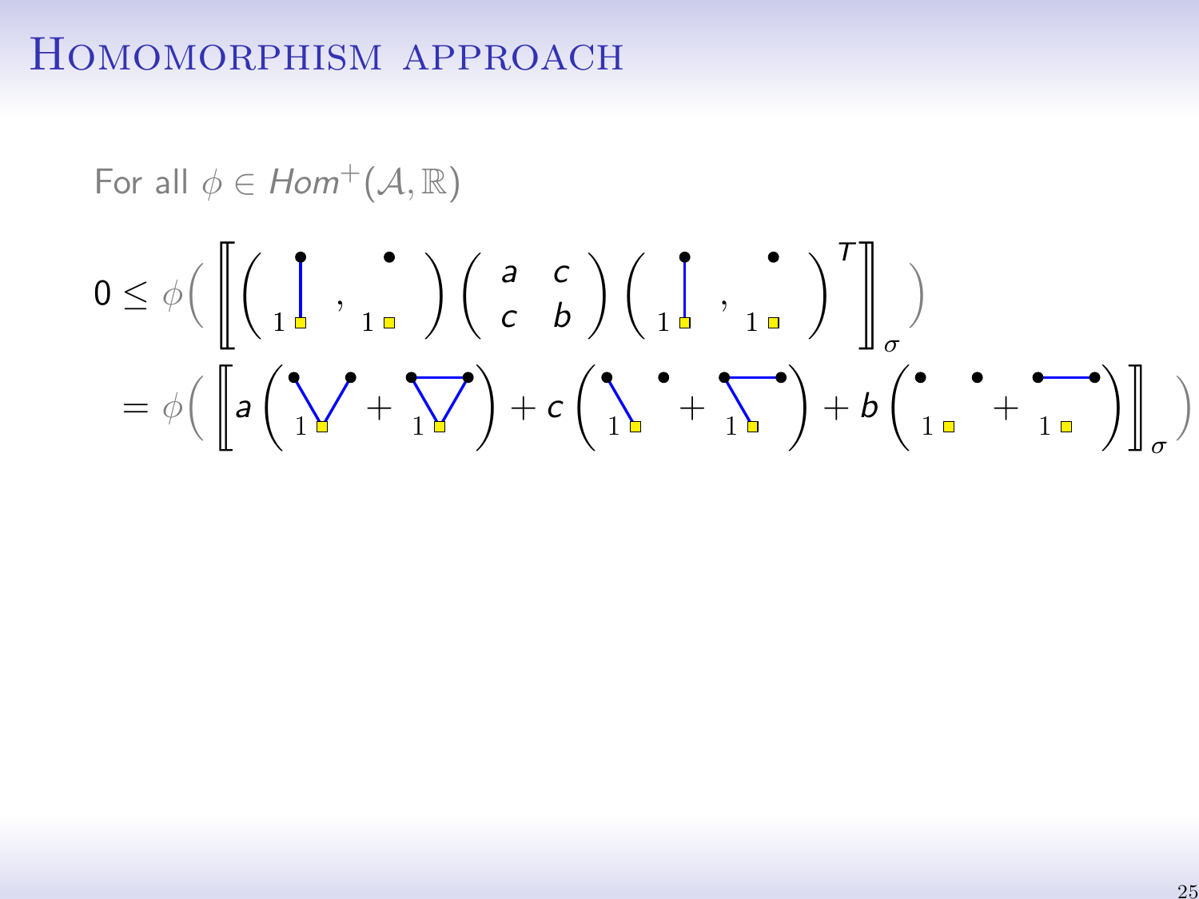# Homomorphism approach

For all $\phi \in Hom^{+}(\mathcal{A}, \mathbb{R})$

$$0 \leq \phi\Big( \Big[\!\Big[ \big( \;\cdot\;, \;\cdot\; \big) \begin{pmatrix} a & c \\ c & b \end{pmatrix} \big( \;\cdot\;, \;\cdot\; \big)^{T} \Big]\!\Big]_{\sigma} \Big)$$

$$= \phi\Big( \Big[\!\Big[ a\big( \;\cdot\; + \;\cdot\; \big) + c\big( \;\cdot\; + \;\cdot\; \big) + b\big( \;\cdot\; + \;\cdot\; \big) \Big]\!\Big]_{\sigma} \Big)$$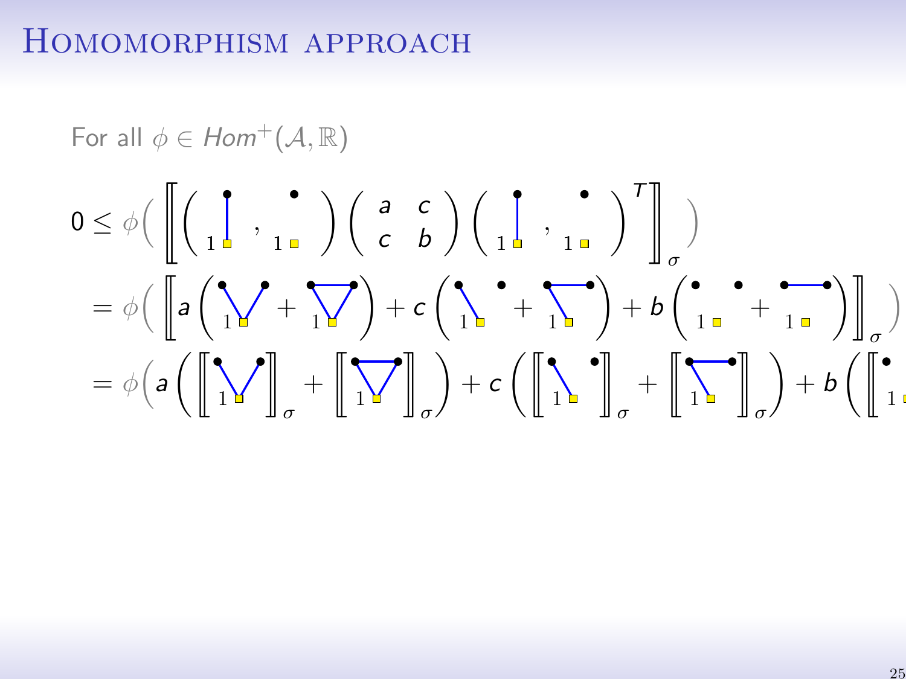# Homomorphism approach

For all $\phi \in Hom^+(\mathcal{A}, \mathbb{R})$

$$0 \leq \phi\left( \left[\!\left[ \left( \,\cdot\,, \,\cdot\, \right) \begin{pmatrix} a & c \\ c & b \end{pmatrix} \left( \,\cdot\,, \,\cdot\, \right)^T \right]\!\right]_\sigma \right)$$

$$= \phi\left( \left[\!\left[ a\left( \,\cdot\, + \,\cdot\, \right) + c\left( \,\cdot\, + \,\cdot\, \right) + b\left( \,\cdot\, + \,\cdot\, \right) \right]\!\right]_\sigma \right)$$

$$= \phi\left( a\left( [\![\,\cdot\,]\!]_\sigma + [\![\,\cdot\,]\!]_\sigma \right) + c\left( [\![\,\cdot\,]\!]_\sigma + [\![\,\cdot\,]\!]_\sigma \right) + b\left( [\![\,\cdot\, \right. \right.$$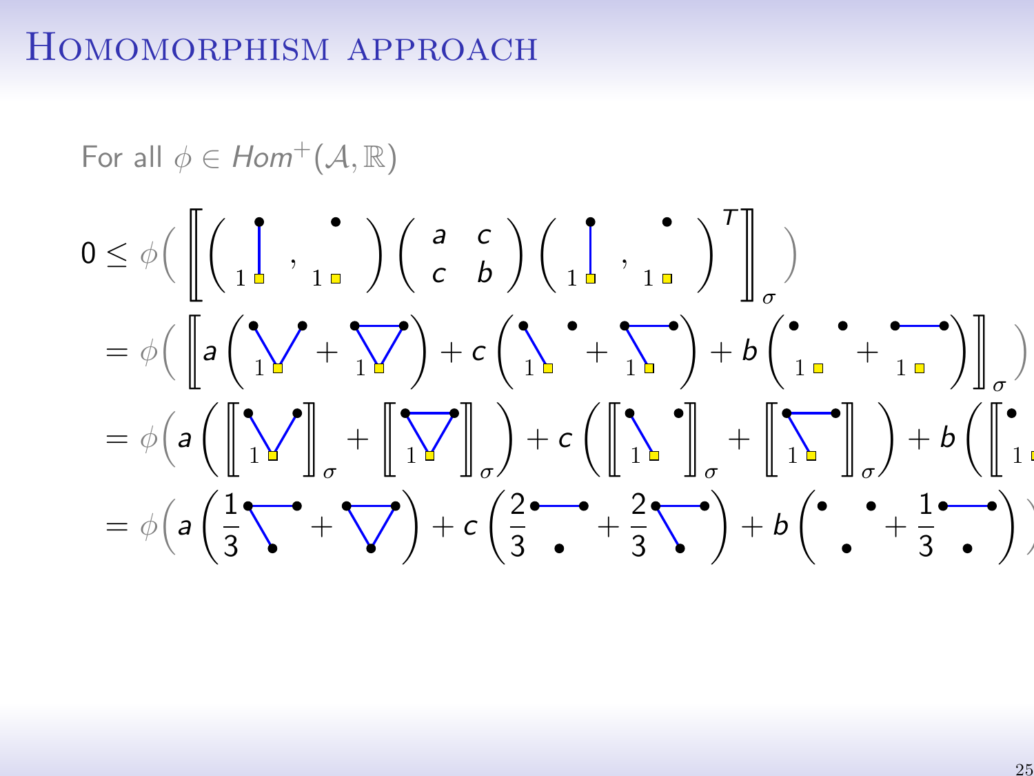# Homomorphism approach

For all $\phi \in Hom^{+}(\mathcal{A}, \mathbb{R})$

$$0 \leq \phi\Big( \Big[\!\!\Big[ \Big( \cdot\,, \cdot \Big) \begin{pmatrix} a & c \\ c & b \end{pmatrix} \Big( \cdot\,, \cdot \Big)^{T} \Big]\!\!\Big]_{\sigma} \Big)$$

$$= \phi\Big( \Big[\!\!\Big[ a\,(\cdot + \cdot) + c\,(\cdot + \cdot) + b\,(\cdot + \cdot) \Big]\!\!\Big]_{\sigma} \Big)$$

$$= \phi\Big( a\big( [\![\cdot]\!]_{\sigma} + [\![\cdot]\!]_{\sigma} \big) + c\big( [\![\cdot]\!]_{\sigma} + [\![\cdot]\!]_{\sigma} \big) + b\big( [\![\cdot]\!]_{\sigma} + \cdots$$

$$= \phi\Big( a\Big( \frac{1}{3}\,\cdot + \cdot \Big) + c\Big( \frac{2}{3}\,\cdot + \frac{2}{3}\,\cdot \Big) + b\Big( \cdot + \frac{1}{3}\,\cdot \Big) \Big)$$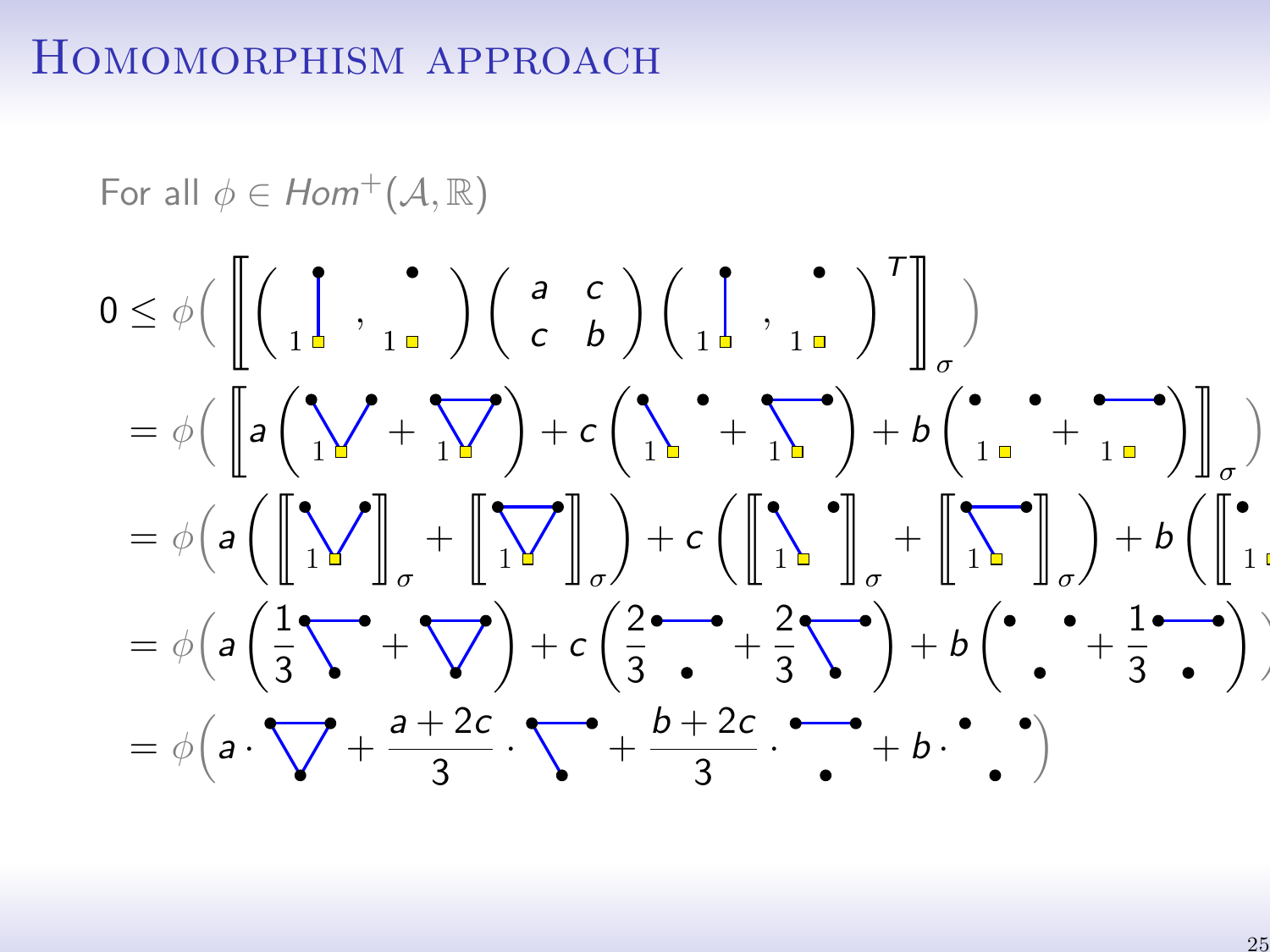# Homomorphism approach

For all $\phi \in Hom^+(\mathcal{A}, \mathbb{R})$

$$0 \leq \phi\Bigg( \Bigg[\!\!\Bigg[ \Big( \cdot , \cdot \Big) \begin{pmatrix} a & c \\ c & b \end{pmatrix} \Big( \cdot , \cdot \Big)^T \Bigg]\!\!\Bigg]_\sigma \Bigg)$$

$$= \phi\Bigg( \Bigg[\!\!\Bigg[ a\Big( \cdot + \cdot \Big) + c\Big( \cdot + \cdot \Big) + b\Big( \cdot + \cdot \Big) \Bigg]\!\!\Bigg]_\sigma \Bigg)$$

$$= \phi\Bigg( a\Big( [\![ \cdot ]\!]_\sigma + [\![ \cdot ]\!]_\sigma \Big) + c\Big( [\![ \cdot ]\!]_\sigma + [\![ \cdot ]\!]_\sigma \Big) + b\Big( [\![ \cdot \Big.$$

$$= \phi\Bigg( a\Big( \frac{1}{3} \cdot + \cdot \Big) + c\Big( \frac{2}{3} \cdot + \frac{2}{3} \cdot \Big) + b\Big( \cdot + \frac{1}{3} \cdot \Big) \Bigg)$$

$$= \phi\Bigg( a \cdot \cdot + \frac{a+2c}{3} \cdot \cdot + \frac{b+2c}{3} \cdot \cdot + b \cdot \cdot \Bigg)$$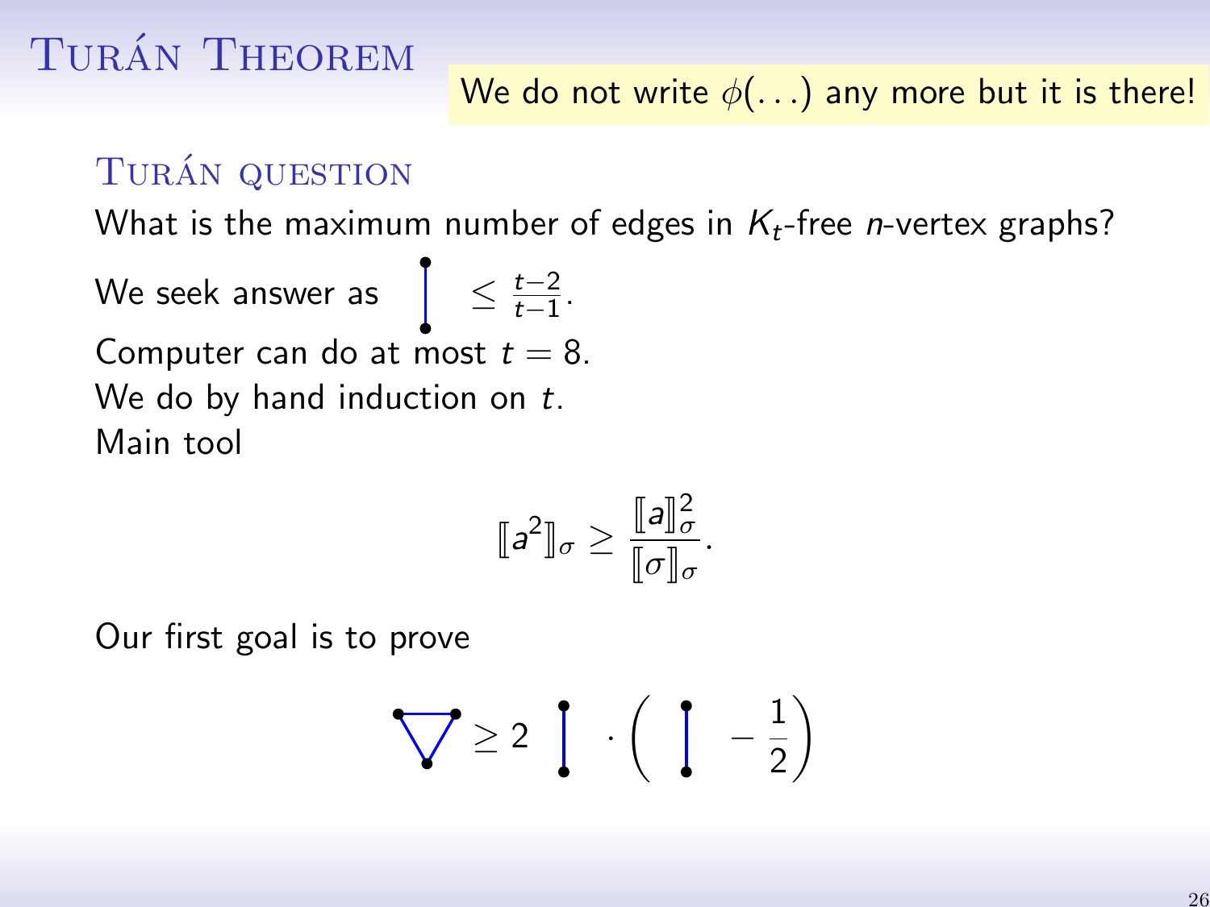# Turán Theorem

We do not write $\phi(\ldots)$ any more but it is there!

## Turán question

What is the maximum number of edges in $K_t$-free $n$-vertex graphs?

We seek answer as (edge) $\leq \frac{t-2}{t-1}$.

Computer can do at most $t = 8$.

We do by hand induction on $t$.

Main tool

$$[\![a^2]\!]_\sigma \geq \frac{[\![a]\!]_\sigma^2}{[\![\sigma]\!]_\sigma}.$$

Our first goal is to prove

$$\text{(triangle)} \geq 2 \, \text{(edge)} \cdot \left( \text{(edge)} - \frac{1}{2} \right)$$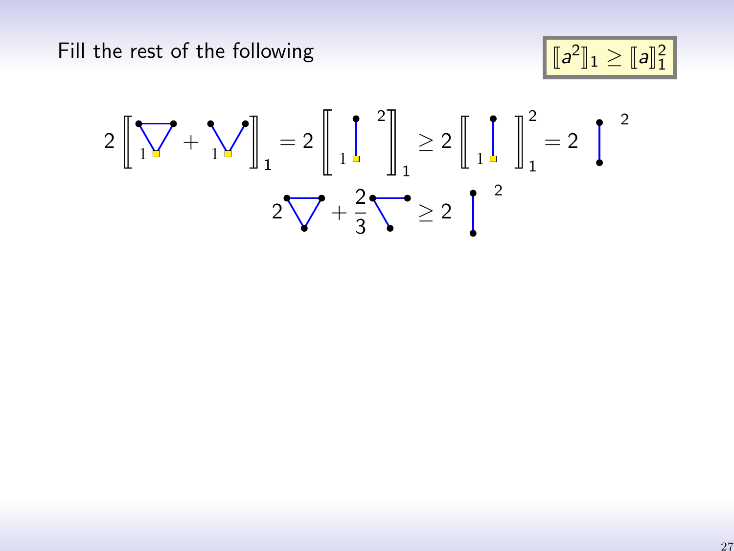Fill the rest of the following

$[\![a^2]\!]_1 \geq [\![a]\!]_1^2$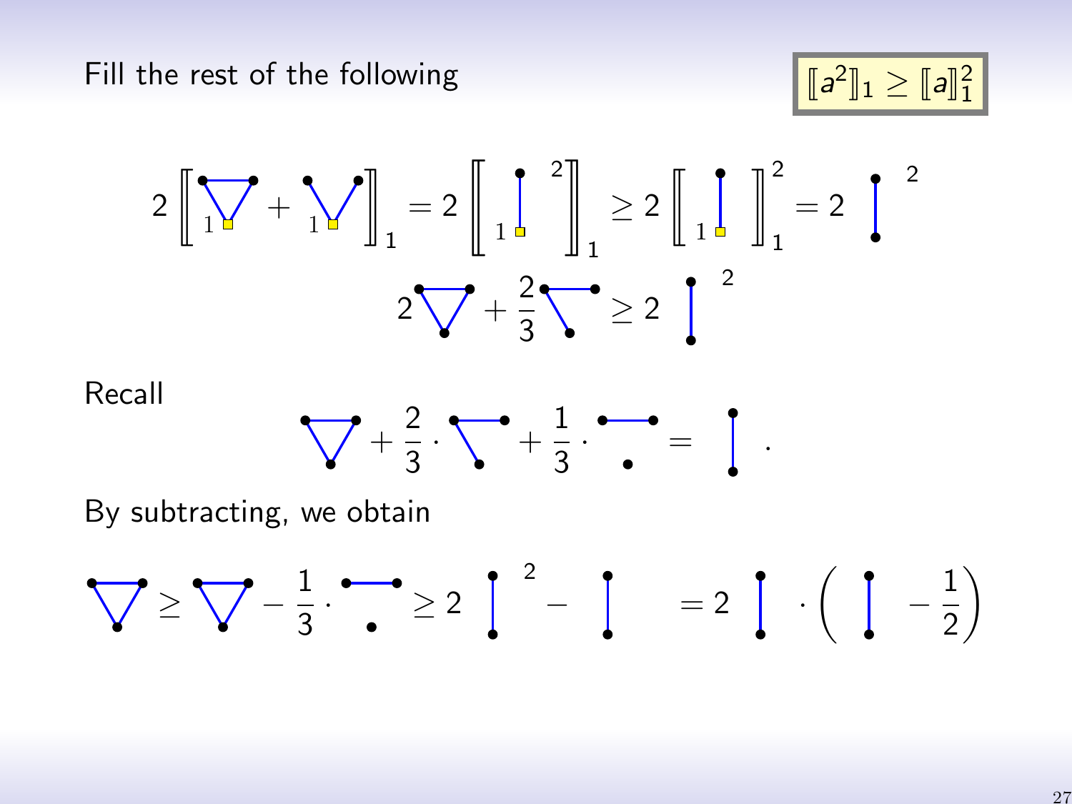Fill the rest of the following

$$[\![a^2]\!]_1 \geq [\![a]\!]_1^2$$

$$2\left[\!\left[ \nabla_1 + \vee_1 \right]\!\right]_1 = 2\left[\!\left[ |_1^{\,2} \right]\!\right]_1 \geq 2\left[\!\left[ |_1 \right]\!\right]_1^2 = 2\, |^{\,2}$$

$$2\,\nabla + \frac{2}{3}\,\urcorner \geq 2\, |^{\,2}$$

Recall

$$\nabla + \frac{2}{3}\cdot \urcorner + \frac{1}{3}\cdot \bar{\cdot} = | \; .$$

By subtracting, we obtain

$$\nabla \geq \nabla - \frac{1}{3}\cdot \bar{\cdot} \geq 2\, |^{\,2} - | \; = 2\, | \cdot \left( | - \frac{1}{2} \right)$$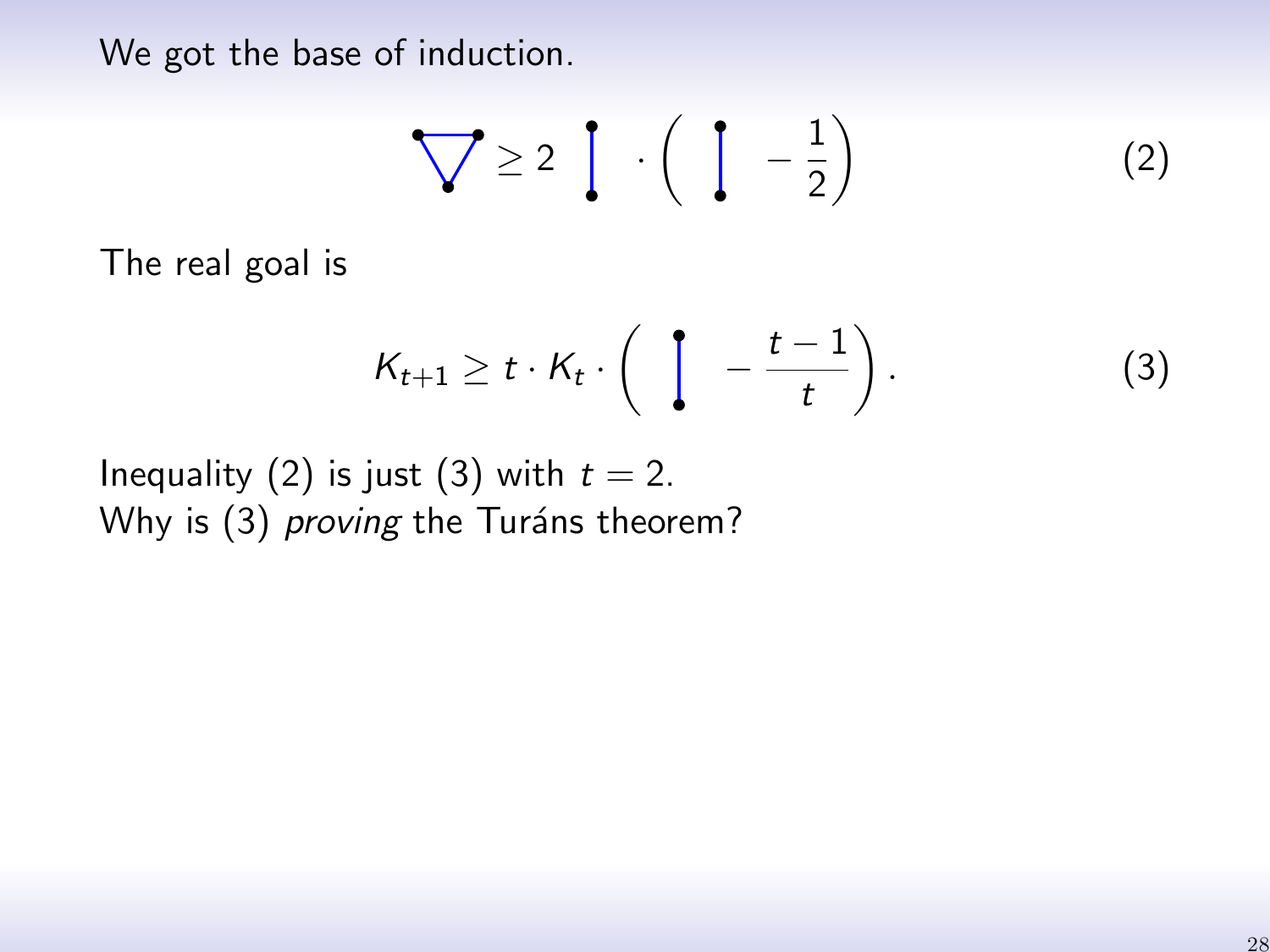We got the base of induction.

$$\triangledown \geq 2 \; | \; \cdot \left( \; | \; - \frac{1}{2} \right) \tag{2}$$

The real goal is

$$K_{t+1} \geq t \cdot K_t \cdot \left( \; | \; - \frac{t-1}{t} \right). \tag{3}$$

Inequality (2) is just (3) with $t = 2$.
Why is (3) *proving* the Turáns theorem?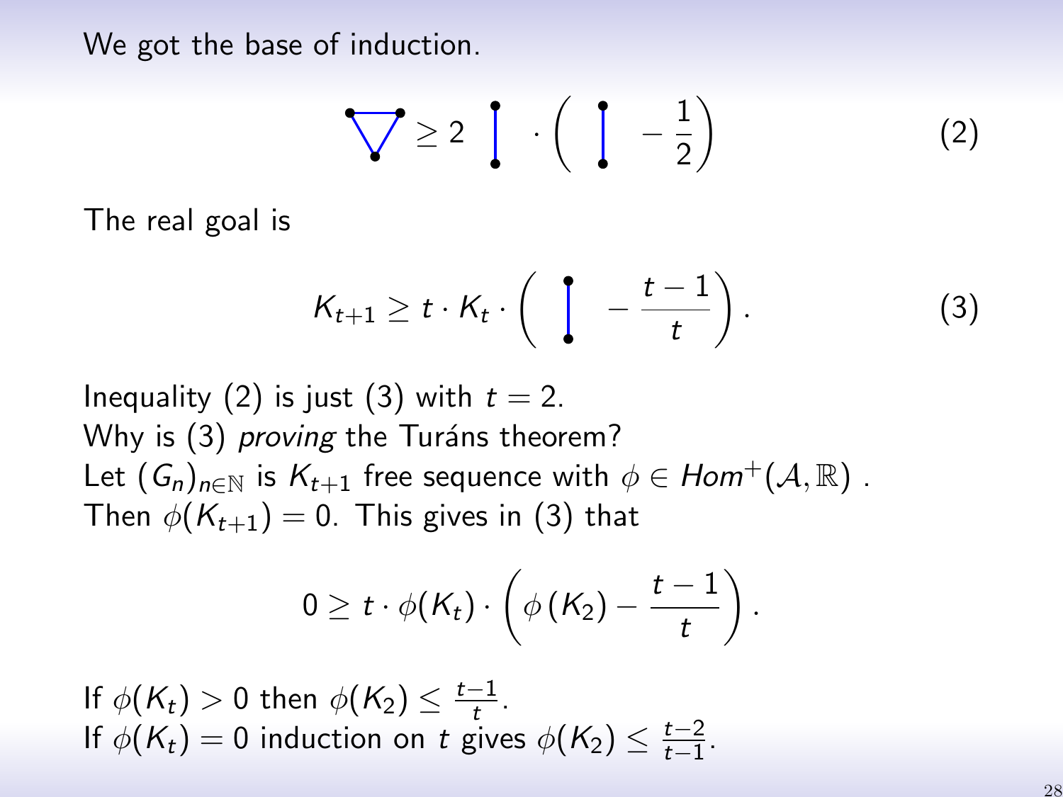We got the base of induction.

$$\triangle \geq 2 \;\; | \;\; \cdot \left( \; | \; - \frac{1}{2} \right) \tag{2}$$

The real goal is

$$K_{t+1} \geq t \cdot K_t \cdot \left( \; | \; - \frac{t-1}{t} \right). \tag{3}$$

Inequality (2) is just (3) with $t = 2$.
Why is (3) *proving* the Turáns theorem?
Let $(G_n)_{n \in \mathbb{N}}$ is $K_{t+1}$ free sequence with $\phi \in Hom^+(\mathcal{A}, \mathbb{R})$ .
Then $\phi(K_{t+1}) = 0$. This gives in (3) that

$$0 \geq t \cdot \phi(K_t) \cdot \left( \phi\left(K_2\right) - \frac{t-1}{t} \right).$$

If $\phi(K_t) > 0$ then $\phi(K_2) \leq \frac{t-1}{t}$.
If $\phi(K_t) = 0$ induction on $t$ gives $\phi(K_2) \leq \frac{t-2}{t-1}$.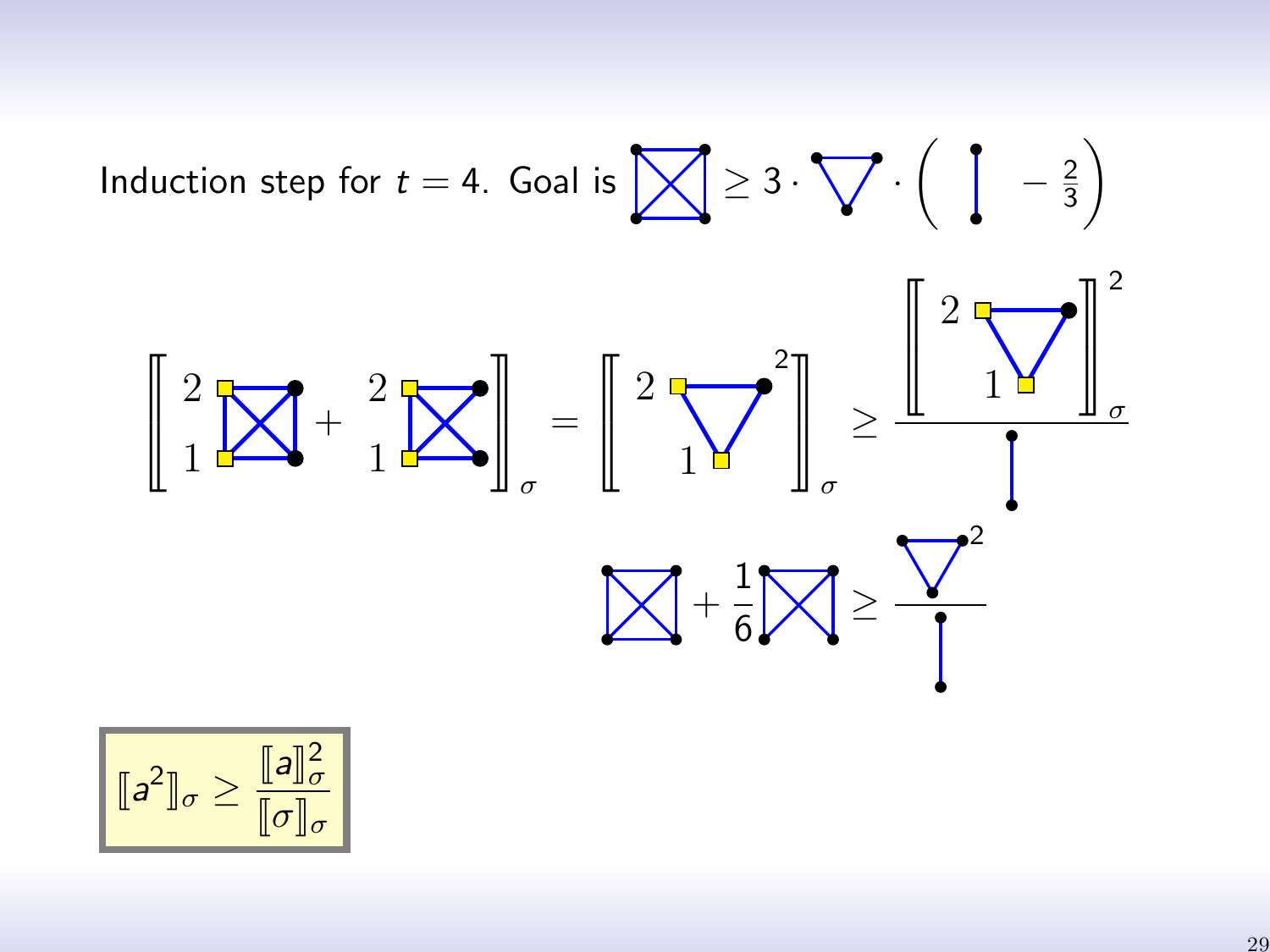Induction step for $t = 4$. Goal is $K_4 \geq 3 \cdot K_3 \cdot \left( K_2 - \frac{2}{3} \right)$

$$\left[\!\left[ \, {}^{2}_{1}K_4 + {}^{2}_{1}(K_4^-) \, \right]\!\right]_\sigma = \left[\!\left[ \, \left({}^{2}_{1}K_3\right)^2 \, \right]\!\right]_\sigma \geq \frac{\left[\!\left[ \, {}^{2}_{1}K_3 \, \right]\!\right]_\sigma^2}{K_2}$$

$$K_4 + \frac{1}{6} K_4^- \geq \frac{K_3^2}{K_2}$$

$$[\![a^2]\!]_\sigma \geq \frac{[\![a]\!]_\sigma^2}{[\![\sigma]\!]_\sigma}$$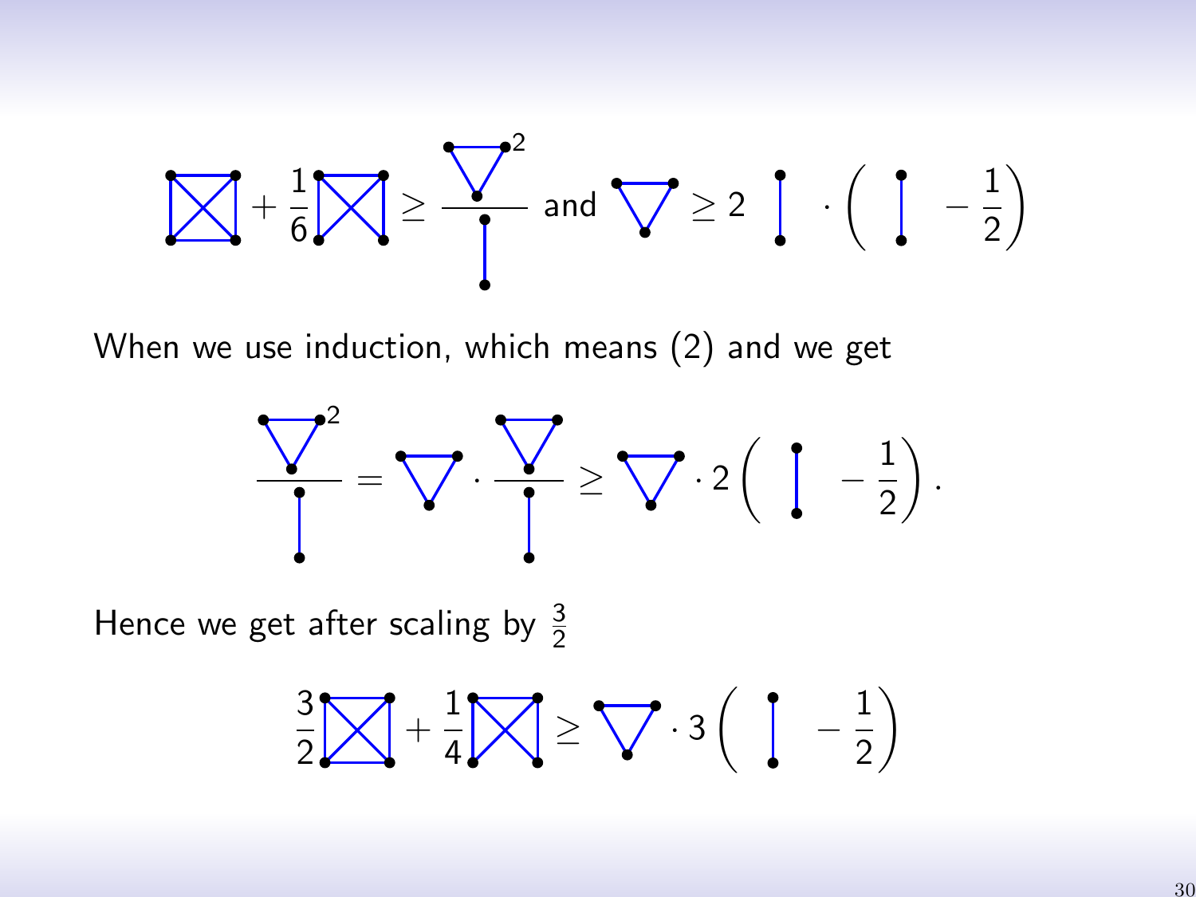$$K_4 + \frac{1}{6} K_4^- \geq \frac{(K_3)^2}{K_2} \text{ and } K_3 \geq 2\, K_2 \cdot \left( K_2 - \frac{1}{2} \right)$$

When we use induction, which means (2) and we get

$$\frac{(K_3)^2}{K_2} = K_3 \cdot \frac{K_3}{K_2} \geq K_3 \cdot 2 \left( K_2 - \frac{1}{2} \right).$$

Hence we get after scaling by $\frac{3}{2}$

$$\frac{3}{2} K_4 + \frac{1}{4} K_4^- \geq K_3 \cdot 3 \left( K_2 - \frac{1}{2} \right)$$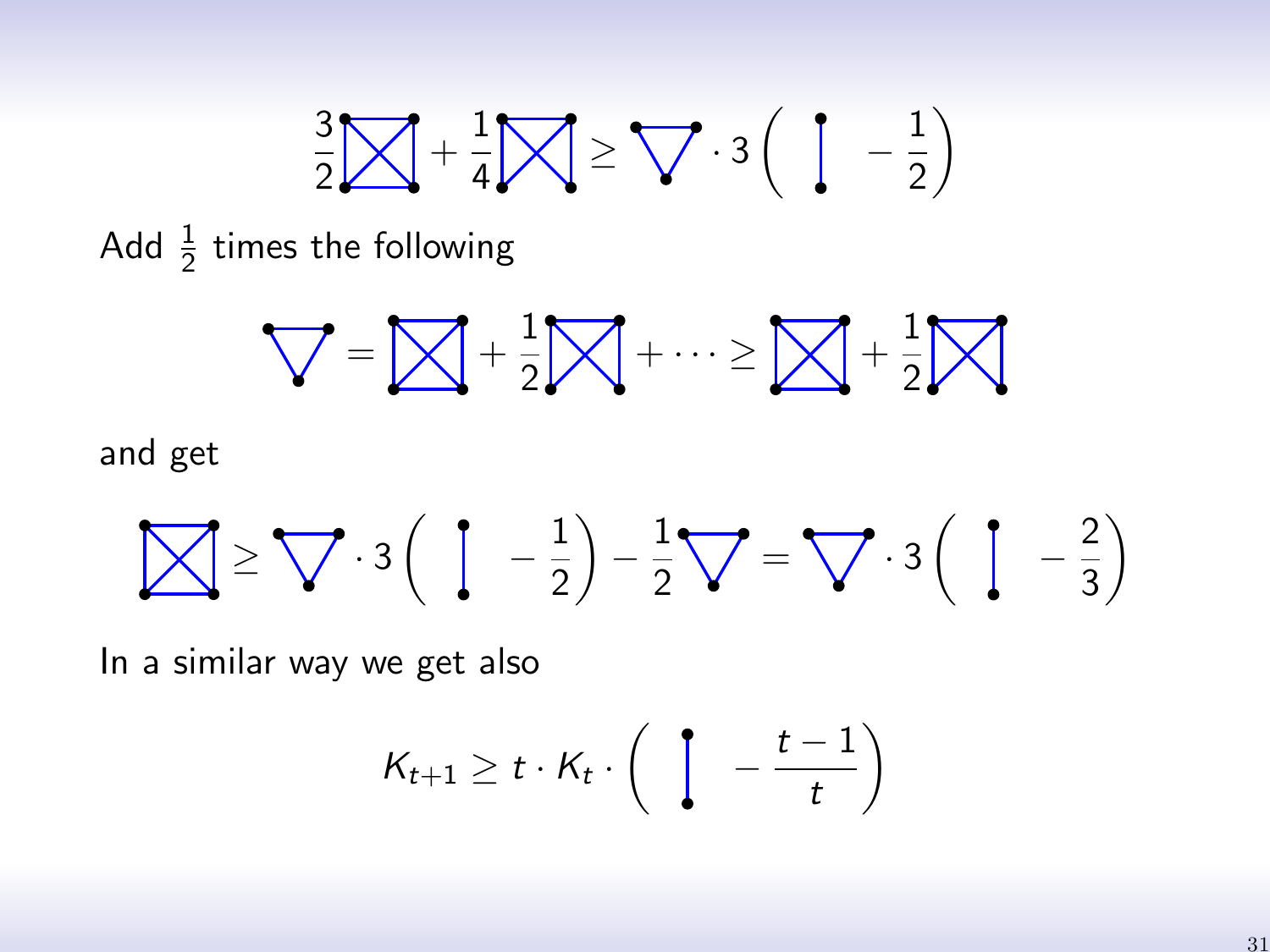$$\frac{3}{2}K_4 + \frac{1}{4}K_4^- \ge K_3 \cdot 3\left(K_2 - \frac{1}{2}\right)$$

Add $\frac{1}{2}$ times the following

$$K_3 = K_4 + \frac{1}{2}K_4^- + \cdots \ge K_4 + \frac{1}{2}K_4^-$$

and get

$$K_4 \ge K_3 \cdot 3\left(K_2 - \frac{1}{2}\right) - \frac{1}{2}K_3 = K_3 \cdot 3\left(K_2 - \frac{2}{3}\right)$$

In a similar way we get also

$$K_{t+1} \ge t \cdot K_t \cdot \left(K_2 - \frac{t-1}{t}\right)$$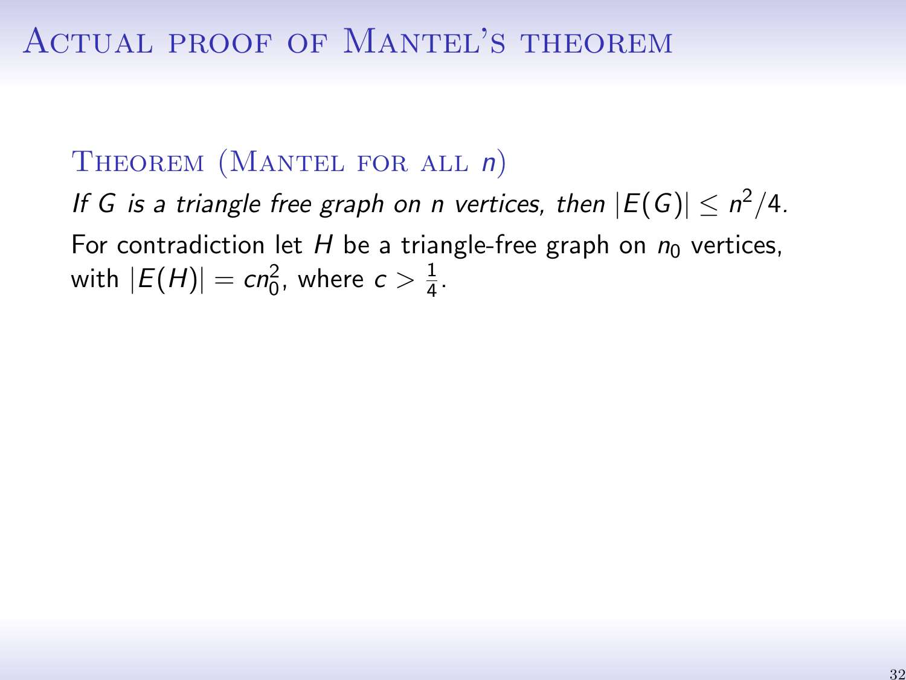# Actual proof of Mantel's theorem

### Theorem (Mantel for all $n$)

*If $G$ is a triangle free graph on $n$ vertices, then $|E(G)| \leq n^2/4$.*

For contradiction let $H$ be a triangle-free graph on $n_0$ vertices, with $|E(H)| = cn_0^2$, where $c > \frac{1}{4}$.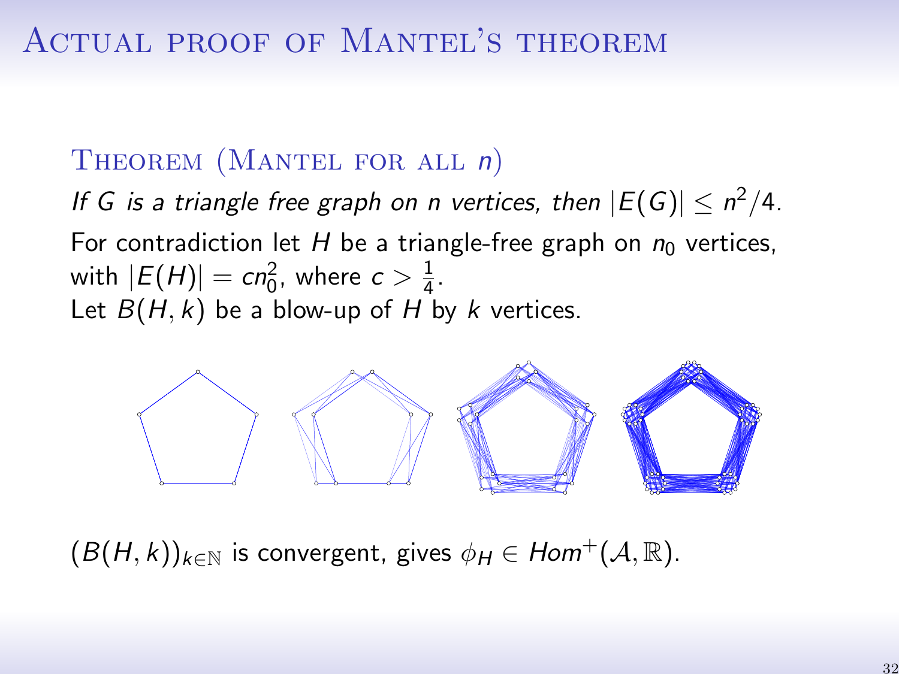# Actual proof of Mantel's theorem

### Theorem (Mantel for all $n$)

*If $G$ is a triangle free graph on $n$ vertices, then $|E(G)| \leq n^2/4$.*

For contradiction let $H$ be a triangle-free graph on $n_0$ vertices, with $|E(H)| = cn_0^2$, where $c > \frac{1}{4}$.
Let $B(H,k)$ be a blow-up of $H$ by $k$ vertices.

$(B(H,k))_{k \in \mathbb{N}}$ is convergent, gives $\phi_H \in Hom^+(\mathcal{A}, \mathbb{R})$.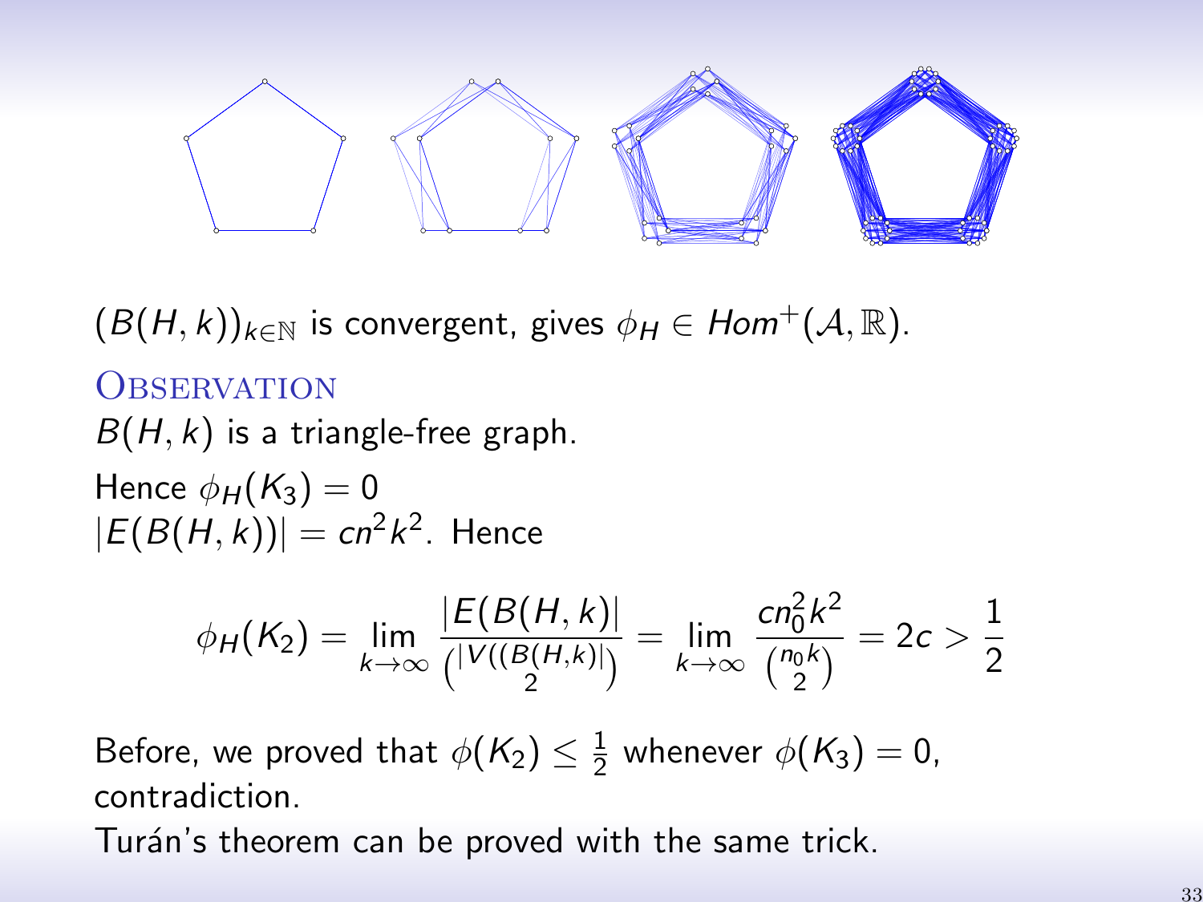$(B(H,k))_{k\in\mathbb{N}}$ is convergent, gives $\phi_H \in Hom^+(\mathcal{A},\mathbb{R})$.

### Observation

$B(H,k)$ is a triangle-free graph.

Hence $\phi_H(K_3) = 0$
$|E(B(H,k))| = cn^2k^2$. Hence

$$\phi_H(K_2) = \lim_{k\to\infty} \frac{|E(B(H,k)|}{\binom{|V((B(H,k)|}{2}} = \lim_{k\to\infty} \frac{cn_0^2k^2}{\binom{n_0k}{2}} = 2c > \frac{1}{2}$$

Before, we proved that $\phi(K_2) \leq \frac{1}{2}$ whenever $\phi(K_3) = 0$, contradiction.

Turán's theorem can be proved with the same trick.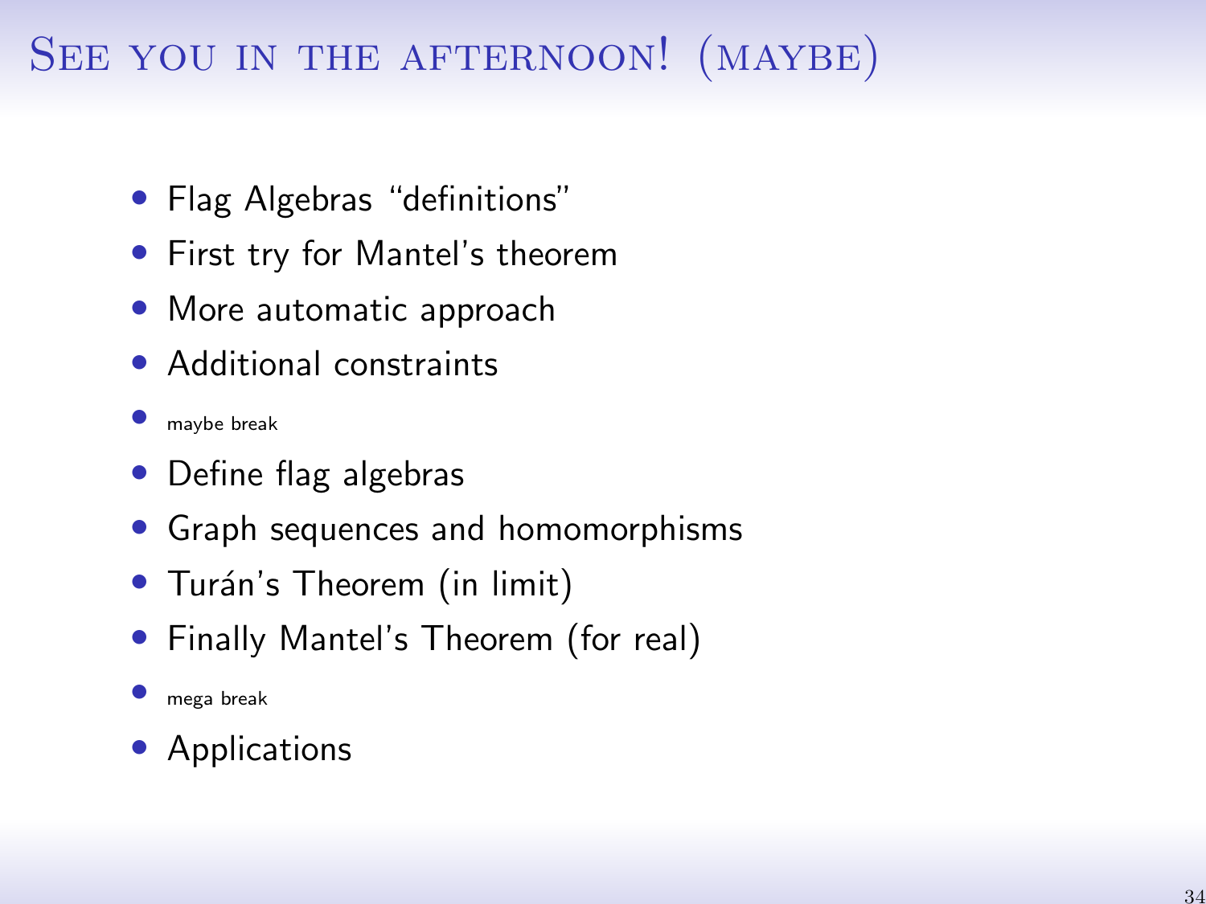# See you in the afternoon! (maybe)

- Flag Algebras “definitions”
- First try for Mantel’s theorem
- More automatic approach
- Additional constraints
- maybe break
- Define flag algebras
- Graph sequences and homomorphisms
- Turán’s Theorem (in limit)
- Finally Mantel’s Theorem (for real)
- mega break
- Applications